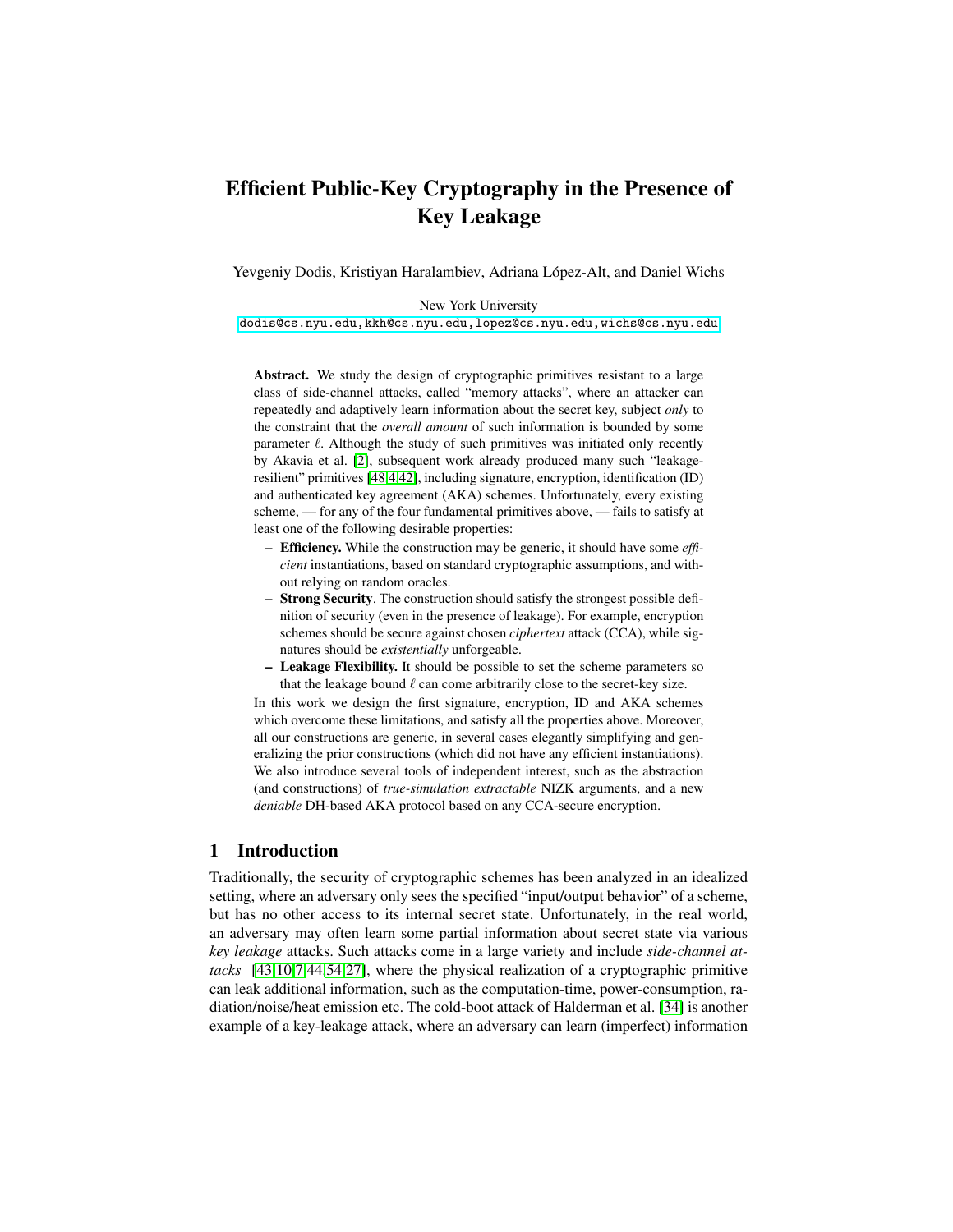# Efficient Public-Key Cryptography in the Presence of Key Leakage

Yevgeniy Dodis, Kristiyan Haralambiev, Adriana López-Alt, and Daniel Wichs

New York University

dodis@cs.nyu.edu, kkh@cs.nyu.edu, lopez@cs.nyu.edu, wichs@cs.nyu.edu

**Abstract.** We study the design of cryptographic primitives resistant to a large class of side-channel attacks, called "memory attacks", where an attacker can repeatedly and adaptively learn information about the secret key, subject *only* to the constraint that the *overall amount* of such information is bounded by some parameter $\ell$. Although the study of such primitives was initiated only recently by Akavia et al. [2], subsequent work already produced many such "leakage-resilient" primitives [48,4,42], including signature, encryption, identification (ID) and authenticated key agreement (AKA) schemes. Unfortunately, every existing scheme, — for any of the four fundamental primitives above, — fails to satisfy at least one of the following desirable properties:

- **Efficiency.** While the construction may be generic, it should have some *efficient* instantiations, based on standard cryptographic assumptions, and without relying on random oracles.
- **Strong Security**. The construction should satisfy the strongest possible definition of security (even in the presence of leakage). For example, encryption schemes should be secure against chosen *ciphertext* attack (CCA), while signatures should be *existentially* unforgeable.
- **Leakage Flexibility.** It should be possible to set the scheme parameters so that the leakage bound $\ell$ can come arbitrarily close to the secret-key size.

In this work we design the first signature, encryption, ID and AKA schemes which overcome these limitations, and satisfy all the properties above. Moreover, all our constructions are generic, in several cases elegantly simplifying and generalizing the prior constructions (which did not have any efficient instantiations). We also introduce several tools of independent interest, such as the abstraction (and constructions) of *true-simulation extractable* NIZK arguments, and a new *deniable* DH-based AKA protocol based on any CCA-secure encryption.

## 1 Introduction

Traditionally, the security of cryptographic schemes has been analyzed in an idealized setting, where an adversary only sees the specified "input/output behavior" of a scheme, but has no other access to its internal secret state. Unfortunately, in the real world, an adversary may often learn some partial information about secret state via various *key leakage* attacks. Such attacks come in a large variety and include *side-channel attacks* [43,10,7,44,54,27], where the physical realization of a cryptographic primitive can leak additional information, such as the computation-time, power-consumption, radiation/noise/heat emission etc. The cold-boot attack of Halderman et al. [34] is another example of a key-leakage attack, where an adversary can learn (imperfect) information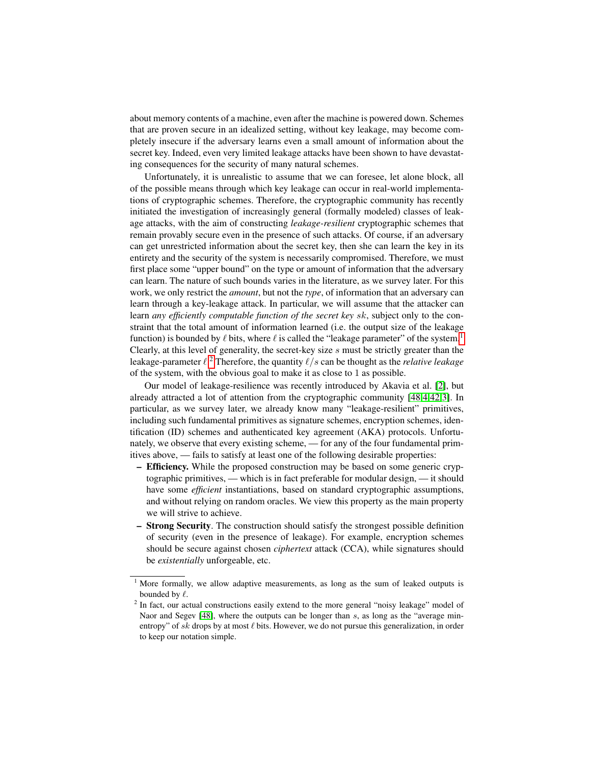about memory contents of a machine, even after the machine is powered down. Schemes that are proven secure in an idealized setting, without key leakage, may become completely insecure if the adversary learns even a small amount of information about the secret key. Indeed, even very limited leakage attacks have been shown to have devastating consequences for the security of many natural schemes.

Unfortunately, it is unrealistic to assume that we can foresee, let alone block, all of the possible means through which key leakage can occur in real-world implementations of cryptographic schemes. Therefore, the cryptographic community has recently initiated the investigation of increasingly general (formally modeled) classes of leakage attacks, with the aim of constructing *leakage-resilient* cryptographic schemes that remain provably secure even in the presence of such attacks. Of course, if an adversary can get unrestricted information about the secret key, then she can learn the key in its entirety and the security of the system is necessarily compromised. Therefore, we must first place some "upper bound" on the type or amount of information that the adversary can learn. The nature of such bounds varies in the literature, as we survey later. For this work, we only restrict the *amount*, but not the *type*, of information that an adversary can learn through a key-leakage attack. In particular, we will assume that the attacker can learn *any efficiently computable function of the secret key* $sk$, subject only to the constraint that the total amount of information learned (i.e. the output size of the leakage function) is bounded by $\ell$ bits, where $\ell$ is called the "leakage parameter" of the system.[1] Clearly, at this level of generality, the secret-key size $s$ must be strictly greater than the leakage-parameter $\ell$.[2] Therefore, the quantity $\ell/s$ can be thought as the *relative leakage* of the system, with the obvious goal to make it as close to 1 as possible.

Our model of leakage-resilience was recently introduced by Akavia et al. [2], but already attracted a lot of attention from the cryptographic community [48,4,42,3]. In particular, as we survey later, we already know many "leakage-resilient" primitives, including such fundamental primitives as signature schemes, encryption schemes, identification (ID) schemes and authenticated key agreement (AKA) protocols. Unfortunately, we observe that every existing scheme, — for any of the four fundamental primitives above, — fails to satisfy at least one of the following desirable properties:

- **Efficiency.** While the proposed construction may be based on some generic cryptographic primitives, — which is in fact preferable for modular design, — it should have some *efficient* instantiations, based on standard cryptographic assumptions, and without relying on random oracles. We view this property as the main property we will strive to achieve.
- **Strong Security**. The construction should satisfy the strongest possible definition of security (even in the presence of leakage). For example, encryption schemes should be secure against chosen *ciphertext* attack (CCA), while signatures should be *existentially* unforgeable, etc.

[1] More formally, we allow adaptive measurements, as long as the sum of leaked outputs is bounded by $\ell$.

[2] In fact, our actual constructions easily extend to the more general "noisy leakage" model of Naor and Segev [48], where the outputs can be longer than $s$, as long as the "average min-entropy" of $sk$ drops by at most $\ell$ bits. However, we do not pursue this generalization, in order to keep our notation simple.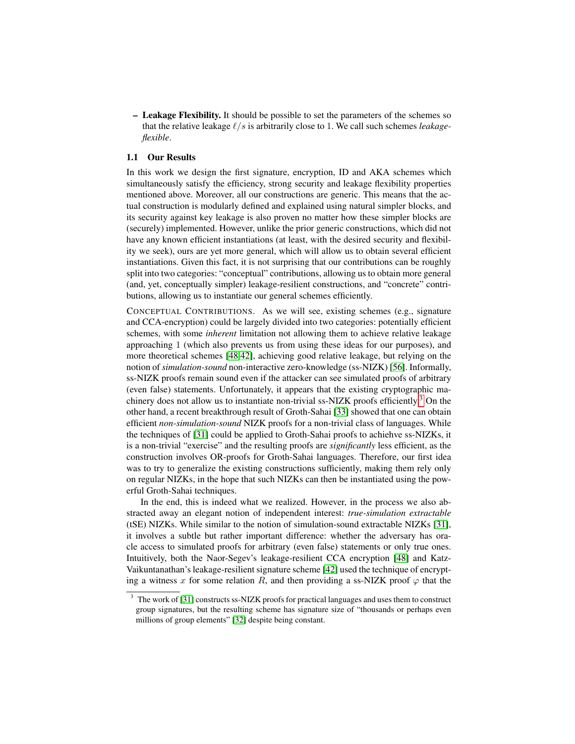– **Leakage Flexibility.** It should be possible to set the parameters of the schemes so that the relative leakage $\ell/s$ is arbitrarily close to 1. We call such schemes *leakage-flexible*.

### 1.1 Our Results

In this work we design the first signature, encryption, ID and AKA schemes which simultaneously satisfy the efficiency, strong security and leakage flexibility properties mentioned above. Moreover, all our constructions are generic. This means that the actual construction is modularly defined and explained using natural simpler blocks, and its security against key leakage is also proven no matter how these simpler blocks are (securely) implemented. However, unlike the prior generic constructions, which did not have any known efficient instantiations (at least, with the desired security and flexibility we seek), ours are yet more general, which will allow us to obtain several efficient instantiations. Given this fact, it is not surprising that our contributions can be roughly split into two categories: "conceptual" contributions, allowing us to obtain more general (and, yet, conceptually simpler) leakage-resilient constructions, and "concrete" contributions, allowing us to instantiate our general schemes efficiently.

CONCEPTUAL CONTRIBUTIONS. As we will see, existing schemes (e.g., signature and CCA-encryption) could be largely divided into two categories: potentially efficient schemes, with some *inherent* limitation not allowing them to achieve relative leakage approaching 1 (which also prevents us from using these ideas for our purposes), and more theoretical schemes [48,42], achieving good relative leakage, but relying on the notion of *simulation-sound* non-interactive zero-knowledge (ss-NIZK) [56]. Informally, ss-NIZK proofs remain sound even if the attacker can see simulated proofs of arbitrary (even false) statements. Unfortunately, it appears that the existing cryptographic machinery does not allow us to instantiate non-trivial ss-NIZK proofs efficiently.[3] On the other hand, a recent breakthrough result of Groth-Sahai [33] showed that one can obtain efficient *non-simulation-sound* NIZK proofs for a non-trivial class of languages. While the techniques of [31] could be applied to Groth-Sahai proofs to achiehve ss-NIZKs, it is a non-trivial "exercise" and the resulting proofs are *significantly* less efficient, as the construction involves OR-proofs for Groth-Sahai languages. Therefore, our first idea was to try to generalize the existing constructions sufficiently, making them rely only on regular NIZKs, in the hope that such NIZKs can then be instantiated using the powerful Groth-Sahai techniques.

In the end, this is indeed what we realized. However, in the process we also abstracted away an elegant notion of independent interest: *true-simulation extractable* (tSE) NIZKs. While similar to the notion of simulation-sound extractable NIZKs [31], it involves a subtle but rather important difference: whether the adversary has oracle access to simulated proofs for arbitrary (even false) statements or only true ones. Intuitively, both the Naor-Segev's leakage-resilient CCA encryption [48] and Katz-Vaikuntanathan's leakage-resilient signature scheme [42] used the technique of encrypting a witness $x$ for some relation $R$, and then providing a ss-NIZK proof $\varphi$ that the

[3] The work of [31] constructs ss-NIZK proofs for practical languages and uses them to construct group signatures, but the resulting scheme has signature size of "thousands or perhaps even millions of group elements" [32] despite being constant.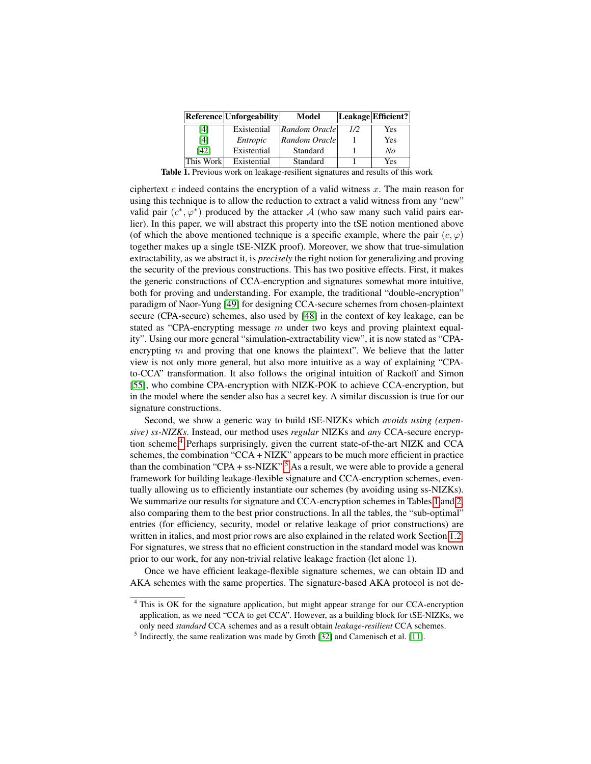| Reference | Unforgeability | Model | Leakage | Efficient? |
|---|---|---|---|---|
| [4] | Existential | *Random Oracle* | *1/2* | Yes |
| [4] | *Entropic* | *Random Oracle* | 1 | Yes |
| [42] | Existential | Standard | 1 | *No* |
| This Work | Existential | Standard | 1 | Yes |

**Table 1.** Previous work on leakage-resilient signatures and results of this work

ciphertext $c$ indeed contains the encryption of a valid witness $x$. The main reason for using this technique is to allow the reduction to extract a valid witness from any "new" valid pair $(c^*, \varphi^*)$ produced by the attacker $\mathcal{A}$ (who saw many such valid pairs earlier). In this paper, we will abstract this property into the tSE notion mentioned above (of which the above mentioned technique is a specific example, where the pair $(c, \varphi)$ together makes up a single tSE-NIZK proof). Moreover, we show that true-simulation extractability, as we abstract it, is *precisely* the right notion for generalizing and proving the security of the previous constructions. This has two positive effects. First, it makes the generic constructions of CCA-encryption and signatures somewhat more intuitive, both for proving and understanding. For example, the traditional "double-encryption" paradigm of Naor-Yung [49] for designing CCA-secure schemes from chosen-plaintext secure (CPA-secure) schemes, also used by [48] in the context of key leakage, can be stated as "CPA-encrypting message $m$ under two keys and proving plaintext equality". Using our more general "simulation-extractability view", it is now stated as "CPA-encrypting $m$ and proving that one knows the plaintext". We believe that the latter view is not only more general, but also more intuitive as a way of explaining "CPA-to-CCA" transformation. It also follows the original intuition of Rackoff and Simon [55], who combine CPA-encryption with NIZK-POK to achieve CCA-encryption, but in the model where the sender also has a secret key. A similar discussion is true for our signature constructions.

Second, we show a generic way to build tSE-NIZKs which *avoids using (expensive) ss-NIZKs*. Instead, our method uses *regular* NIZKs and *any* CCA-secure encryption scheme.[4] Perhaps surprisingly, given the current state-of-the-art NIZK and CCA schemes, the combination "CCA + NIZK" appears to be much more efficient in practice than the combination "CPA + ss-NIZK".[5] As a result, we were able to provide a general framework for building leakage-flexible signature and CCA-encryption schemes, eventually allowing us to efficiently instantiate our schemes (by avoiding using ss-NIZKs). We summarize our results for signature and CCA-encryption schemes in Tables 1 and 2, also comparing them to the best prior constructions. In all the tables, the "sub-optimal" entries (for efficiency, security, model or relative leakage of prior constructions) are written in italics, and most prior rows are also explained in the related work Section 1.2. For signatures, we stress that no efficient construction in the standard model was known prior to our work, for any non-trivial relative leakage fraction (let alone 1).

Once we have efficient leakage-flexible signature schemes, we can obtain ID and AKA schemes with the same properties. The signature-based AKA protocol is not de-

---

[4] This is OK for the signature application, but might appear strange for our CCA-encryption application, as we need "CCA to get CCA". However, as a building block for tSE-NIZKs, we only need *standard* CCA schemes and as a result obtain *leakage-resilient* CCA schemes.

[5] Indirectly, the same realization was made by Groth [32] and Camenisch et al. [11].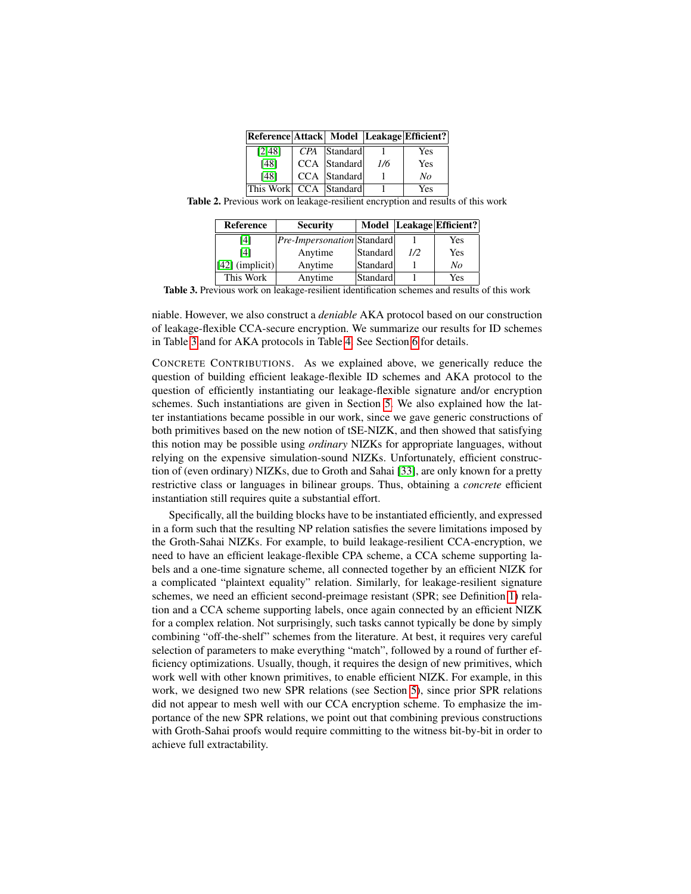| Reference | Attack | Model | Leakage | Efficient? |
|---|---|---|---|---|
| [2,48] | *CPA* | Standard | 1 | Yes |
| [48] | CCA | Standard | *1/6* | Yes |
| [48] | CCA | Standard | 1 | *No* |
| This Work | CCA | Standard | 1 | Yes |

**Table 2.** Previous work on leakage-resilient encryption and results of this work

| Reference | Security | Model | Leakage | Efficient? |
|---|---|---|---|---|
| [4] | *Pre-Impersonation* | Standard | 1 | Yes |
| [4] | Anytime | Standard | *1/2* | Yes |
| [42] (implicit) | Anytime | Standard | 1 | *No* |
| This Work | Anytime | Standard | 1 | Yes |

**Table 3.** Previous work on leakage-resilient identification schemes and results of this work

niable. However, we also construct a *deniable* AKA protocol based on our construction of leakage-flexible CCA-secure encryption. We summarize our results for ID schemes in Table 3 and for AKA protocols in Table 4. See Section 6 for details.

CONCRETE CONTRIBUTIONS. As we explained above, we generically reduce the question of building efficient leakage-flexible ID schemes and AKA protocol to the question of efficiently instantiating our leakage-flexible signature and/or encryption schemes. Such instantiations are given in Section 5. We also explained how the latter instantiations became possible in our work, since we gave generic constructions of both primitives based on the new notion of tSE-NIZK, and then showed that satisfying this notion may be possible using *ordinary* NIZKs for appropriate languages, without relying on the expensive simulation-sound NIZKs. Unfortunately, efficient construction of (even ordinary) NIZKs, due to Groth and Sahai [33], are only known for a pretty restrictive class or languages in bilinear groups. Thus, obtaining a *concrete* efficient instantiation still requires quite a substantial effort.

Specifically, all the building blocks have to be instantiated efficiently, and expressed in a form such that the resulting NP relation satisfies the severe limitations imposed by the Groth-Sahai NIZKs. For example, to build leakage-resilient CCA-encryption, we need to have an efficient leakage-flexible CPA scheme, a CCA scheme supporting labels and a one-time signature scheme, all connected together by an efficient NIZK for a complicated "plaintext equality" relation. Similarly, for leakage-resilient signature schemes, we need an efficient second-preimage resistant (SPR; see Definition 1) relation and a CCA scheme supporting labels, once again connected by an efficient NIZK for a complex relation. Not surprisingly, such tasks cannot typically be done by simply combining "off-the-shelf" schemes from the literature. At best, it requires very careful selection of parameters to make everything "match", followed by a round of further efficiency optimizations. Usually, though, it requires the design of new primitives, which work well with other known primitives, to enable efficient NIZK. For example, in this work, we designed two new SPR relations (see Section 5), since prior SPR relations did not appear to mesh well with our CCA encryption scheme. To emphasize the importance of the new SPR relations, we point out that combining previous constructions with Groth-Sahai proofs would require committing to the witness bit-by-bit in order to achieve full extractability.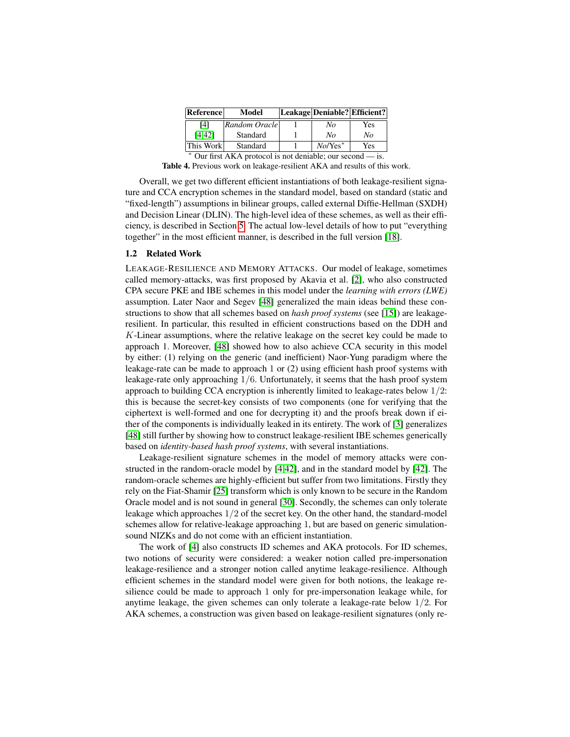| Reference | Model | Leakage | Deniable? | Efficient? |
|---|---|---|---|---|
| [4] | *Random Oracle* | 1 | *No* | Yes |
| [4,42] | Standard | 1 | *No* | *No* |
| This Work | Standard | 1 | *No*/Yes* | Yes |

* Our first AKA protocol is not deniable; our second — is.

**Table 4.** Previous work on leakage-resilient AKA and results of this work.

Overall, we get two different efficient instantiations of both leakage-resilient signature and CCA encryption schemes in the standard model, based on standard (static and "fixed-length") assumptions in bilinear groups, called external Diffie-Hellman (SXDH) and Decision Linear (DLIN). The high-level idea of these schemes, as well as their efficiency, is described in Section 5. The actual low-level details of how to put "everything together" in the most efficient manner, is described in the full version [18].

### 1.2 Related Work

LEAKAGE-RESILIENCE AND MEMORY ATTACKS. Our model of leakage, sometimes called memory-attacks, was first proposed by Akavia et al. [2], who also constructed CPA secure PKE and IBE schemes in this model under the *learning with errors (LWE)* assumption. Later Naor and Segev [48] generalized the main ideas behind these constructions to show that all schemes based on *hash proof systems* (see [15]) are leakage-resilient. In particular, this resulted in efficient constructions based on the DDH and $K$-Linear assumptions, where the relative leakage on the secret key could be made to approach 1. Moreover, [48] showed how to also achieve CCA security in this model by either: (1) relying on the generic (and inefficient) Naor-Yung paradigm where the leakage-rate can be made to approach 1 or (2) using efficient hash proof systems with leakage-rate only approaching $1/6$. Unfortunately, it seems that the hash proof system approach to building CCA encryption is inherently limited to leakage-rates below $1/2$: this is because the secret-key consists of two components (one for verifying that the ciphertext is well-formed and one for decrypting it) and the proofs break down if either of the components is individually leaked in its entirety. The work of [3] generalizes [48] still further by showing how to construct leakage-resilient IBE schemes generically based on *identity-based hash proof systems*, with several instantiations.

Leakage-resilient signature schemes in the model of memory attacks were constructed in the random-oracle model by [4,42], and in the standard model by [42]. The random-oracle schemes are highly-efficient but suffer from two limitations. Firstly they rely on the Fiat-Shamir [25] transform which is only known to be secure in the Random Oracle model and is not sound in general [30]. Secondly, the schemes can only tolerate leakage which approaches $1/2$ of the secret key. On the other hand, the standard-model schemes allow for relative-leakage approaching 1, but are based on generic simulation-sound NIZKs and do not come with an efficient instantiation.

The work of [4] also constructs ID schemes and AKA protocols. For ID schemes, two notions of security were considered: a weaker notion called pre-impersonation leakage-resilience and a stronger notion called anytime leakage-resilience. Although efficient schemes in the standard model were given for both notions, the leakage resilience could be made to approach 1 only for pre-impersonation leakage while, for anytime leakage, the given schemes can only tolerate a leakage-rate below $1/2$. For AKA schemes, a construction was given based on leakage-resilient signatures (only re-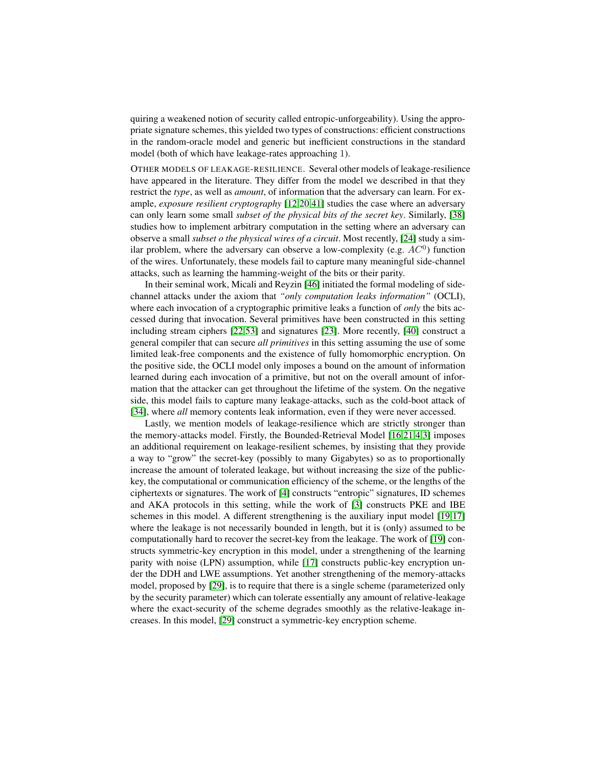quiring a weakened notion of security called entropic-unforgeability). Using the appropriate signature schemes, this yielded two types of constructions: efficient constructions in the random-oracle model and generic but inefficient constructions in the standard model (both of which have leakage-rates approaching 1).

OTHER MODELS OF LEAKAGE-RESILIENCE. Several other models of leakage-resilience have appeared in the literature. They differ from the model we described in that they restrict the *type*, as well as *amount*, of information that the adversary can learn. For example, *exposure resilient cryptography* [12,20,41] studies the case where an adversary can only learn some small *subset of the physical bits of the secret key*. Similarly, [38] studies how to implement arbitrary computation in the setting where an adversary can observe a small *subset o the physical wires of a circuit*. Most recently, [24] study a similar problem, where the adversary can observe a low-complexity (e.g. $AC^0$) function of the wires. Unfortunately, these models fail to capture many meaningful side-channel attacks, such as learning the hamming-weight of the bits or their parity.

In their seminal work, Micali and Reyzin [46] initiated the formal modeling of side-channel attacks under the axiom that *"only computation leaks information"* (OCLI), where each invocation of a cryptographic primitive leaks a function of *only* the bits accessed during that invocation. Several primitives have been constructed in this setting including stream ciphers [22,53] and signatures [23]. More recently, [40] construct a general compiler that can secure *all primitives* in this setting assuming the use of some limited leak-free components and the existence of fully homomorphic encryption. On the positive side, the OCLI model only imposes a bound on the amount of information learned during each invocation of a primitive, but not on the overall amount of information that the attacker can get throughout the lifetime of the system. On the negative side, this model fails to capture many leakage-attacks, such as the cold-boot attack of [34], where *all* memory contents leak information, even if they were never accessed.

Lastly, we mention models of leakage-resilience which are strictly stronger than the memory-attacks model. Firstly, the Bounded-Retrieval Model [16,21,4,3] imposes an additional requirement on leakage-resilient schemes, by insisting that they provide a way to "grow" the secret-key (possibly to many Gigabytes) so as to proportionally increase the amount of tolerated leakage, but without increasing the size of the public-key, the computational or communication efficiency of the scheme, or the lengths of the ciphertexts or signatures. The work of [4] constructs "entropic" signatures, ID schemes and AKA protocols in this setting, while the work of [3] constructs PKE and IBE schemes in this model. A different strengthening is the auxiliary input model [19,17] where the leakage is not necessarily bounded in length, but it is (only) assumed to be computationally hard to recover the secret-key from the leakage. The work of [19] constructs symmetric-key encryption in this model, under a strengthening of the learning parity with noise (LPN) assumption, while [17] constructs public-key encryption under the DDH and LWE assumptions. Yet another strengthening of the memory-attacks model, proposed by [29], is to require that there is a single scheme (parameterized only by the security parameter) which can tolerate essentially any amount of relative-leakage where the exact-security of the scheme degrades smoothly as the relative-leakage increases. In this model, [29] construct a symmetric-key encryption scheme.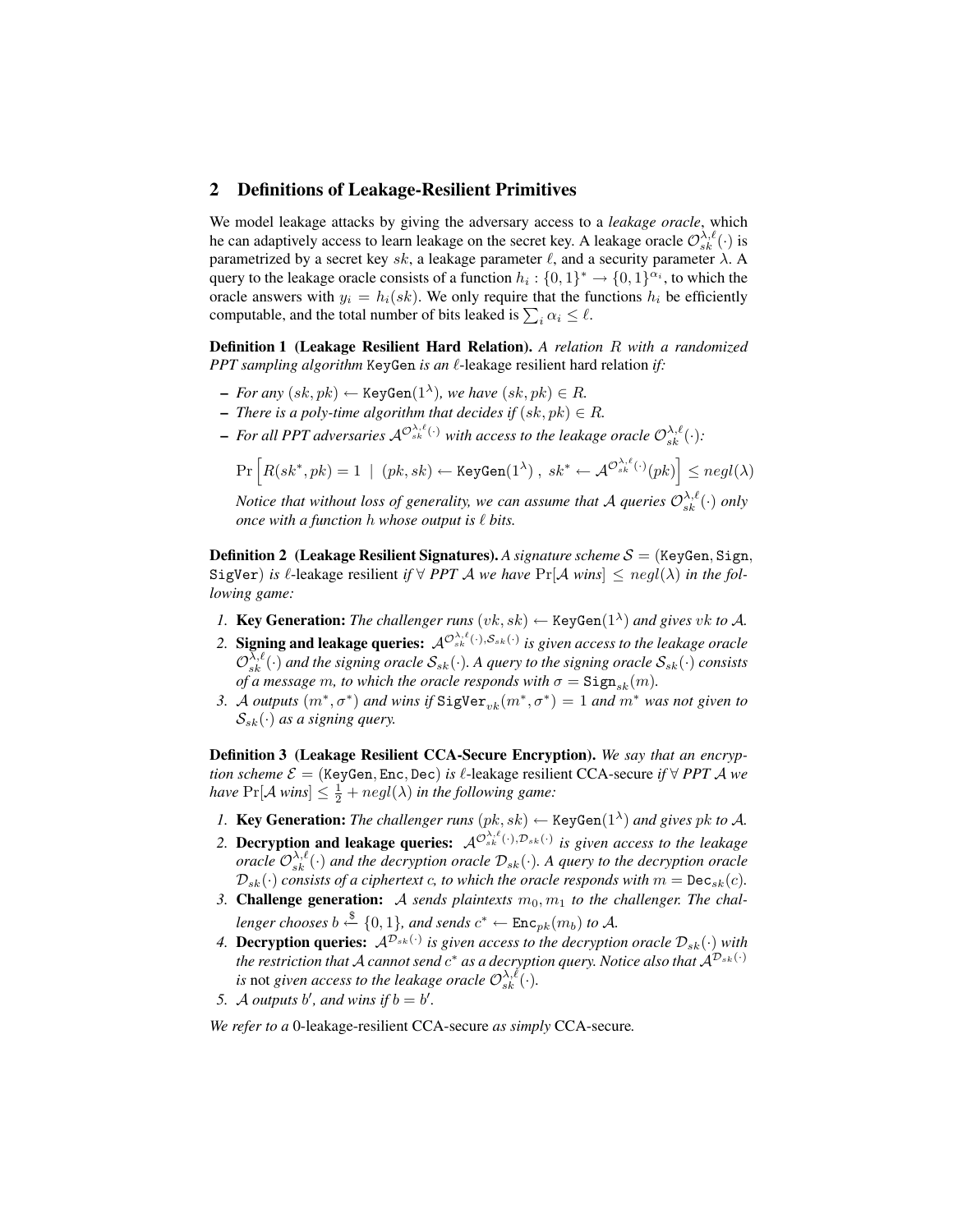## 2 Definitions of Leakage-Resilient Primitives

We model leakage attacks by giving the adversary access to a *leakage oracle*, which he can adaptively access to learn leakage on the secret key. A leakage oracle $\mathcal{O}_{sk}^{\lambda,\ell}(\cdot)$ is parametrized by a secret key $sk$, a leakage parameter $\ell$, and a security parameter $\lambda$. A query to the leakage oracle consists of a function $h_i : \{0,1\}^* \rightarrow \{0,1\}^{\alpha_i}$, to which the oracle answers with $y_i = h_i(sk)$. We only require that the functions $h_i$ be efficiently computable, and the total number of bits leaked is $\sum_i \alpha_i \leq \ell$.

**Definition 1 (Leakage Resilient Hard Relation).** *A relation $R$ with a randomized PPT sampling algorithm* $\texttt{KeyGen}$ *is an $\ell$-*leakage resilient hard relation *if:*

- *For any $(sk, pk) \leftarrow \texttt{KeyGen}(1^\lambda)$, we have $(sk, pk) \in R$.*
- *There is a poly-time algorithm that decides if $(sk, pk) \in R$.*
- *For all PPT adversaries $\mathcal{A}^{\mathcal{O}_{sk}^{\lambda,\ell}(\cdot)}$ with access to the leakage oracle $\mathcal{O}_{sk}^{\lambda,\ell}(\cdot)$:*

  $$\Pr\left[R(sk^*, pk) = 1 \ \mid \ (pk, sk) \leftarrow \texttt{KeyGen}(1^\lambda)\ ,\ sk^* \leftarrow \mathcal{A}^{\mathcal{O}_{sk}^{\lambda,\ell}(\cdot)}(pk)\right] \leq negl(\lambda)$$

  *Notice that without loss of generality, we can assume that $\mathcal{A}$ queries $\mathcal{O}_{sk}^{\lambda,\ell}(\cdot)$ only once with a function $h$ whose output is $\ell$ bits.*

**Definition 2 (Leakage Resilient Signatures).** *A signature scheme $\mathcal{S} = (\texttt{KeyGen}, \texttt{Sign}, \texttt{SigVer})$ is $\ell$-*leakage resilient *if $\forall$ PPT $\mathcal{A}$ we have $\Pr[\mathcal{A}$ wins$] \leq negl(\lambda)$ in the following game:*

1. **Key Generation:** *The challenger runs $(vk, sk) \leftarrow \texttt{KeyGen}(1^\lambda)$ and gives $vk$ to $\mathcal{A}$.*
2. **Signing and leakage queries:** *$\mathcal{A}^{\mathcal{O}_{sk}^{\lambda,\ell}(\cdot), \mathcal{S}_{sk}(\cdot)}$ is given access to the leakage oracle $\mathcal{O}_{sk}^{\lambda,\ell}(\cdot)$ and the signing oracle $\mathcal{S}_{sk}(\cdot)$. A query to the signing oracle $\mathcal{S}_{sk}(\cdot)$ consists of a message $m$, to which the oracle responds with $\sigma = \texttt{Sign}_{sk}(m)$.*
3. *$\mathcal{A}$ outputs $(m^*, \sigma^*)$ and wins if $\texttt{SigVer}_{vk}(m^*, \sigma^*) = 1$ and $m^*$ was not given to $\mathcal{S}_{sk}(\cdot)$ as a signing query.*

**Definition 3 (Leakage Resilient CCA-Secure Encryption).** *We say that an encryption scheme $\mathcal{E} = (\texttt{KeyGen}, \texttt{Enc}, \texttt{Dec})$ is $\ell$-*leakage resilient CCA-secure *if $\forall$ PPT $\mathcal{A}$ we have $\Pr[\mathcal{A}$ wins$] \leq \frac{1}{2} + negl(\lambda)$ in the following game:*

1. **Key Generation:** *The challenger runs $(pk, sk) \leftarrow \texttt{KeyGen}(1^\lambda)$ and gives $pk$ to $\mathcal{A}$.*
2. **Decryption and leakage queries:** *$\mathcal{A}^{\mathcal{O}_{sk}^{\lambda,\ell}(\cdot), \mathcal{D}_{sk}(\cdot)}$ is given access to the leakage oracle $\mathcal{O}_{sk}^{\lambda,\ell}(\cdot)$ and the decryption oracle $\mathcal{D}_{sk}(\cdot)$. A query to the decryption oracle $\mathcal{D}_{sk}(\cdot)$ consists of a ciphertext $c$, to which the oracle responds with $m = \texttt{Dec}_{sk}(c)$.*
3. **Challenge generation:** *$\mathcal{A}$ sends plaintexts $m_0, m_1$ to the challenger. The challenger chooses $b \stackrel{\$}{\leftarrow} \{0,1\}$, and sends $c^* \leftarrow \texttt{Enc}_{pk}(m_b)$ to $\mathcal{A}$.*
4. **Decryption queries:** *$\mathcal{A}^{\mathcal{D}_{sk}(\cdot)}$ is given access to the decryption oracle $\mathcal{D}_{sk}(\cdot)$ with the restriction that $\mathcal{A}$ cannot send $c^*$ as a decryption query. Notice also that $\mathcal{A}^{\mathcal{D}_{sk}(\cdot)}$ is* not *given access to the leakage oracle $\mathcal{O}_{sk}^{\lambda,\ell}(\cdot)$.*
5. *$\mathcal{A}$ outputs $b'$, and wins if $b = b'$.*

*We refer to a* 0-leakage-resilient CCA-secure *as simply* CCA-secure*.*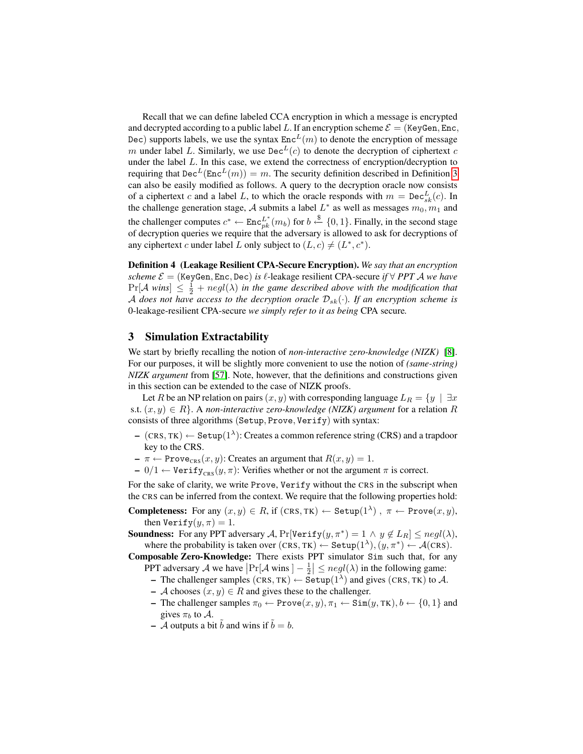Recall that we can define labeled CCA encryption in which a message is encrypted and decrypted according to a public label $L$. If an encryption scheme $\mathcal{E} = (\texttt{KeyGen}, \texttt{Enc}, \texttt{Dec})$ supports labels, we use the syntax $\texttt{Enc}^L(m)$ to denote the encryption of message $m$ under label $L$. Similarly, we use $\texttt{Dec}^L(c)$ to denote the decryption of ciphertext $c$ under the label $L$. In this case, we extend the correctness of encryption/decryption to requiring that $\texttt{Dec}^L(\texttt{Enc}^L(m)) = m$. The security definition described in Definition 3 can also be easily modified as follows. A query to the decryption oracle now consists of a ciphertext $c$ and a label $L$, to which the oracle responds with $m = \texttt{Dec}^L_{sk}(c)$. In the challenge generation stage, $\mathcal{A}$ submits a label $L^*$ as well as messages $m_0, m_1$ and the challenger computes $c^* \leftarrow \texttt{Enc}^{L^*}_{pk}(m_b)$ for $b \xleftarrow{\$} \{0,1\}$. Finally, in the second stage of decryption queries we require that the adversary is allowed to ask for decryptions of any ciphertext $c$ under label $L$ only subject to $(L, c) \neq (L^*, c^*)$.

**Definition 4 (Leakage Resilient CPA-Secure Encryption).** *We say that an encryption scheme $\mathcal{E} = (\texttt{KeyGen}, \texttt{Enc}, \texttt{Dec})$ is* $\ell$-leakage resilient CPA-secure *if $\forall$ PPT $\mathcal{A}$ we have $\Pr[\mathcal{A}\ wins] \leq \frac{1}{2} + negl(\lambda)$ in the game described above with the modification that $\mathcal{A}$ does not have access to the decryption oracle $\mathcal{D}_{sk}(\cdot)$. If an encryption scheme is* 0-leakage-resilient CPA-secure *we simply refer to it as being* CPA secure*.*

## 3 Simulation Extractability

We start by briefly recalling the notion of *non-interactive zero-knowledge (NIZK)* [8]. For our purposes, it will be slightly more convenient to use the notion of *(same-string) NIZK argument* from [57]. Note, however, that the definitions and constructions given in this section can be extended to the case of NIZK proofs.

Let $R$ be an NP relation on pairs $(x, y)$ with corresponding language $L_R = \{y \mid \exists x \text{ s.t. } (x, y) \in R\}$. A *non-interactive zero-knowledge (NIZK) argument* for a relation $R$ consists of three algorithms $(\texttt{Setup}, \texttt{Prove}, \texttt{Verify})$ with syntax:

- $(\text{CRS}, \text{TK}) \leftarrow \texttt{Setup}(1^\lambda)$: Creates a common reference string (CRS) and a trapdoor key to the CRS.
- $\pi \leftarrow \texttt{Prove}_{\text{CRS}}(x, y)$: Creates an argument that $R(x, y) = 1$.
- $0/1 \leftarrow \texttt{Verify}_{\text{CRS}}(y, \pi)$: Verifies whether or not the argument $\pi$ is correct.

For the sake of clarity, we write $\texttt{Prove}$, $\texttt{Verify}$ without the CRS in the subscript when the CRS can be inferred from the context. We require that the following properties hold:

**Completeness:** For any $(x, y) \in R$, if $(\text{CRS}, \text{TK}) \leftarrow \texttt{Setup}(1^\lambda)$ , $\pi \leftarrow \texttt{Prove}(x, y)$, then $\texttt{Verify}(y, \pi) = 1$.

**Soundness:** For any PPT adversary $\mathcal{A}$, $\Pr[\texttt{Verify}(y, \pi^*) = 1 \wedge y \notin L_R] \leq negl(\lambda)$, where the probability is taken over $(\text{CRS}, \text{TK}) \leftarrow \texttt{Setup}(1^\lambda)$, $(y, \pi^*) \leftarrow \mathcal{A}(\text{CRS})$.

**Composable Zero-Knowledge:** There exists PPT simulator $\texttt{Sim}$ such that, for any PPT adversary $\mathcal{A}$ we have $\left|\Pr[\mathcal{A} \text{ wins}] - \frac{1}{2}\right| \leq negl(\lambda)$ in the following game:

- The challenger samples $(\text{CRS}, \text{TK}) \leftarrow \texttt{Setup}(1^\lambda)$ and gives $(\text{CRS}, \text{TK})$ to $\mathcal{A}$.
- $\mathcal{A}$ chooses $(x, y) \in R$ and gives these to the challenger.
- The challenger samples $\pi_0 \leftarrow \texttt{Prove}(x, y), \pi_1 \leftarrow \texttt{Sim}(y, \text{TK}), b \leftarrow \{0, 1\}$ and gives $\pi_b$ to $\mathcal{A}$.
- $\mathcal{A}$ outputs a bit $\tilde{b}$ and wins if $\tilde{b} = b$.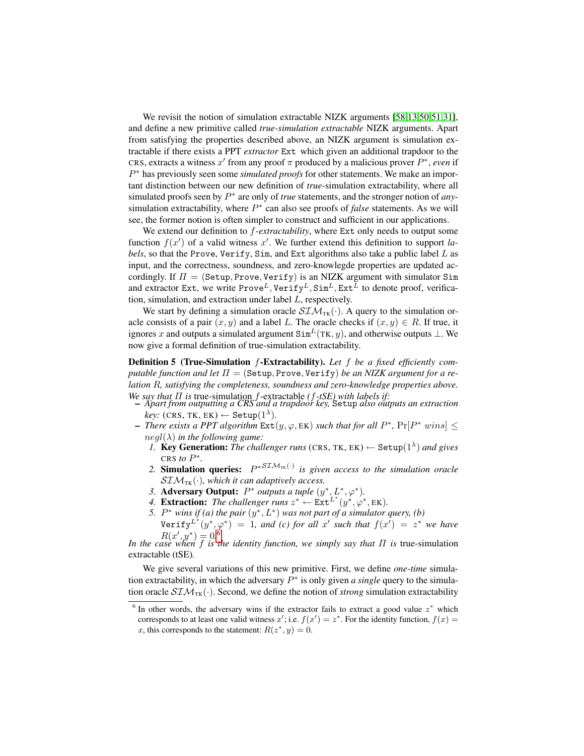We revisit the notion of simulation extractable NIZK arguments [58,13,50,51,31], and define a new primitive called *true-simulation extractable* NIZK arguments. Apart from satisfying the properties described above, an NIZK argument is simulation extractable if there exists a PPT *extractor* Ext which given an additional trapdoor to the CRS, extracts a witness $x'$ from any proof $\pi$ produced by a malicious prover $P^*$, *even* if $P^*$ has previously seen some *simulated proofs* for other statements. We make an important distinction between our new definition of *true*-simulation extractability, where all simulated proofs seen by $P^*$ are only of *true* statements, and the stronger notion of *any*-simulation extractability, where $P^*$ can also see proofs of *false* statements. As we will see, the former notion is often simpler to construct and sufficient in our applications.

We extend our definition to $f$*-extractability*, where Ext only needs to output some function $f(x')$ of a valid witness $x'$. We further extend this definition to support *labels*, so that the Prove, Verify, Sim, and Ext algorithms also take a public label $L$ as input, and the correctness, soundness, and zero-knowlegde properties are updated accordingly. If $\Pi = (\texttt{Setup}, \texttt{Prove}, \texttt{Verify})$ is an NIZK argument with simulator Sim and extractor Ext, we write $\texttt{Prove}^L, \texttt{Verify}^L, \texttt{Sim}^L, \texttt{Ext}^L$ to denote proof, verification, simulation, and extraction under label $L$, respectively.

We start by defining a simulation oracle $\mathcal{SIM}_{\text{TK}}(\cdot)$. A query to the simulation oracle consists of a pair $(x, y)$ and a label $L$. The oracle checks if $(x, y) \in R$. If true, it ignores $x$ and outputs a simulated argument $\texttt{Sim}^L(\text{TK}, y)$, and otherwise outputs $\perp$. We now give a formal definition of true-simulation extractability.

**Definition 5 (True-Simulation $f$-Extractability).** *Let $f$ be a fixed efficiently computable function and let $\Pi = (\texttt{Setup}, \texttt{Prove}, \texttt{Verify})$ be an NIZK argument for a relation $R$, satisfying the completeness, soundness and zero-knowledge properties above. We say that $\Pi$ is* true-simulation $f$-extractable *($f$-tSE) with labels if:*

- *Apart from outputting a CRS and a trapdoor key,* Setup *also outputs an extraction key:* $(\text{CRS}, \text{TK}, \text{EK}) \leftarrow \texttt{Setup}(1^\lambda)$.
- *There exists a PPT algorithm* $\texttt{Ext}(y, \varphi, \text{EK})$ *such that for all $P^*$, $\Pr[P^*\ wins] \leq negl(\lambda)$ in the following game:*
  1. **Key Generation:** *The challenger runs* $(\text{CRS}, \text{TK}, \text{EK}) \leftarrow \texttt{Setup}(1^\lambda)$ *and gives* CRS *to $P^*$.*
  2. **Simulation queries:** $P^{*\mathcal{SIM}_{\text{TK}}(\cdot)}$ *is given access to the simulation oracle $\mathcal{SIM}_{\text{TK}}(\cdot)$, which it can adaptively access.*
  3. **Adversary Output:** *$P^*$ outputs a tuple $(y^*, L^*, \varphi^*)$.*
  4. **Extraction:** *The challenger runs* $z^* \leftarrow \texttt{Ext}^{L^*}(y^*, \varphi^*, \text{EK})$.
  5. *$P^*$ wins if (a) the pair $(y^*, L^*)$ was not part of a simulator query, (b)* $\texttt{Verify}^{L^*}(y^*, \varphi^*) = 1$*, and (c) for all $x'$ such that $f(x') = z^*$ we have $R(x', y^*) = 0$.*[6]

*In the case when $f$ is the identity function, we simply say that $\Pi$ is* true-simulation extractable (tSE).

We give several variations of this new primitive. First, we define *one-time* simulation extractability, in which the adversary $P^*$ is only given *a single* query to the simulation oracle $\mathcal{SIM}_{\text{TK}}(\cdot)$. Second, we define the notion of *strong* simulation extractability

---

[6] In other words, the adversary wins if the extractor fails to extract a good value $z^*$ which corresponds to at least one valid witness $x'$; i.e. $f(x') = z^*$. For the identity function, $f(x) = x$, this corresponds to the statement: $R(z^*, y) = 0$.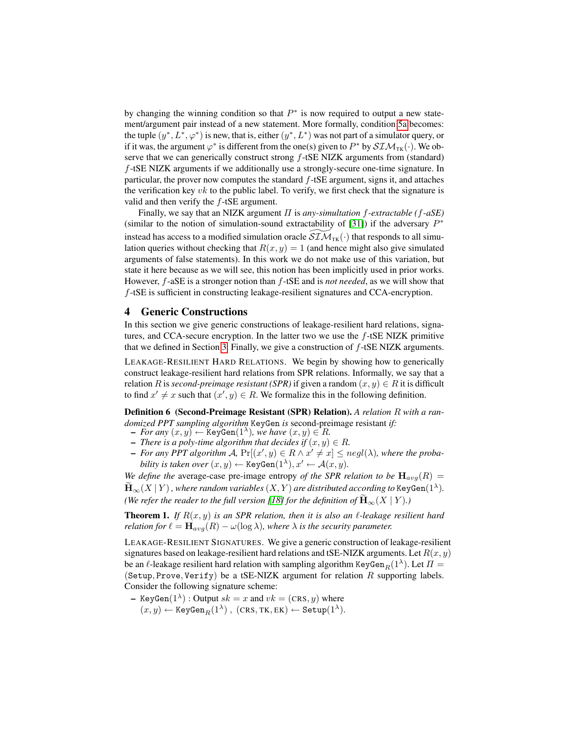by changing the winning condition so that $P^*$ is now required to output a new statement/argument pair instead of a new statement. More formally, condition 5a becomes: the tuple $(y^*, L^*, \varphi^*)$ is new, that is, either $(y^*, L^*)$ was not part of a simulator query, or if it was, the argument $\varphi^*$ is different from the one(s) given to $P^*$ by $\mathcal{SIM}_{\text{TK}}(\cdot)$. We observe that we can generically construct strong $f$-tSE NIZK arguments from (standard) $f$-tSE NIZK arguments if we additionally use a strongly-secure one-time signature. In particular, the prover now computes the standard $f$-tSE argument, signs it, and attaches the verification key $vk$ to the public label. To verify, we first check that the signature is valid and then verify the $f$-tSE argument.

Finally, we say that an NIZK argument $\Pi$ is *any-simultation $f$-extractable ($f$-aSE)* (similar to the notion of simulation-sound extractability of [31]) if the adversary $P^*$ instead has access to a modified simulation oracle $\widetilde{\mathcal{SIM}}_{\text{TK}}(\cdot)$ that responds to all simulation queries without checking that $R(x, y) = 1$ (and hence might also give simulated arguments of false statements). In this work we do not make use of this variation, but state it here because as we will see, this notion has been implicitly used in prior works. However, $f$-aSE is a stronger notion than $f$-tSE and is *not needed*, as we will show that $f$-tSE is sufficient in constructing leakage-resilient signatures and CCA-encryption.

## 4 Generic Constructions

In this section we give generic constructions of leakage-resilient hard relations, signatures, and CCA-secure encryption. In the latter two we use the $f$-tSE NIZK primitive that we defined in Section 3. Finally, we give a construction of $f$-tSE NIZK arguments.

LEAKAGE-RESILIENT HARD RELATIONS. We begin by showing how to generically construct leakage-resilient hard relations from SPR relations. Informally, we say that a relation $R$ is *second-preimage resistant (SPR)* if given a random $(x, y) \in R$ it is difficult to find $x' \neq x$ such that $(x', y) \in R$. We formalize this in the following definition.

**Definition 6 (Second-Preimage Resistant (SPR) Relation).** *A relation $R$ with a randomized PPT sampling algorithm* `KeyGen` *is* second-preimage resistant *if:*

- *For any $(x, y) \leftarrow$* `KeyGen`*$(1^\lambda)$, we have $(x, y) \in R$.*
- *There is a poly-time algorithm that decides if $(x, y) \in R$.*
- *For any PPT algorithm $\mathcal{A}$, $\Pr[(x', y) \in R \wedge x' \neq x] \leq negl(\lambda)$, where the probability is taken over $(x, y) \leftarrow$* `KeyGen`*$(1^\lambda)$, $x' \leftarrow \mathcal{A}(x, y)$.*

*We define the* average-case pre-image entropy *of the SPR relation to be $\mathbf{H}_{avg}(R) = \widetilde{\mathbf{H}}_\infty(X \mid Y)$, where random variables $(X, Y)$ are distributed according to* `KeyGen`*$(1^\lambda)$. (We refer the reader to the full version [18] for the definition of $\widetilde{\mathbf{H}}_\infty(X \mid Y)$.)*

**Theorem 1.** *If $R(x, y)$ is an SPR relation, then it is also an $\ell$-leakage resilient hard relation for $\ell = \mathbf{H}_{avg}(R) - \omega(\log \lambda)$, where $\lambda$ is the security parameter.*

LEAKAGE-RESILIENT SIGNATURES. We give a generic construction of leakage-resilient signatures based on leakage-resilient hard relations and tSE-NIZK arguments. Let $R(x, y)$ be an $\ell$-leakage resilient hard relation with sampling algorithm $\texttt{KeyGen}_R(1^\lambda)$. Let $\Pi = (\texttt{Setup}, \texttt{Prove}, \texttt{Verify})$ be a tSE-NIZK argument for relation $R$ supporting labels. Consider the following signature scheme:

- `KeyGen`$(1^\lambda)$ : Output $sk = x$ and $vk = (\text{CRS}, y)$ where $(x, y) \leftarrow \texttt{KeyGen}_R(1^\lambda)$ , $(\text{CRS}, \text{TK}, \text{EK}) \leftarrow \texttt{Setup}(1^\lambda)$.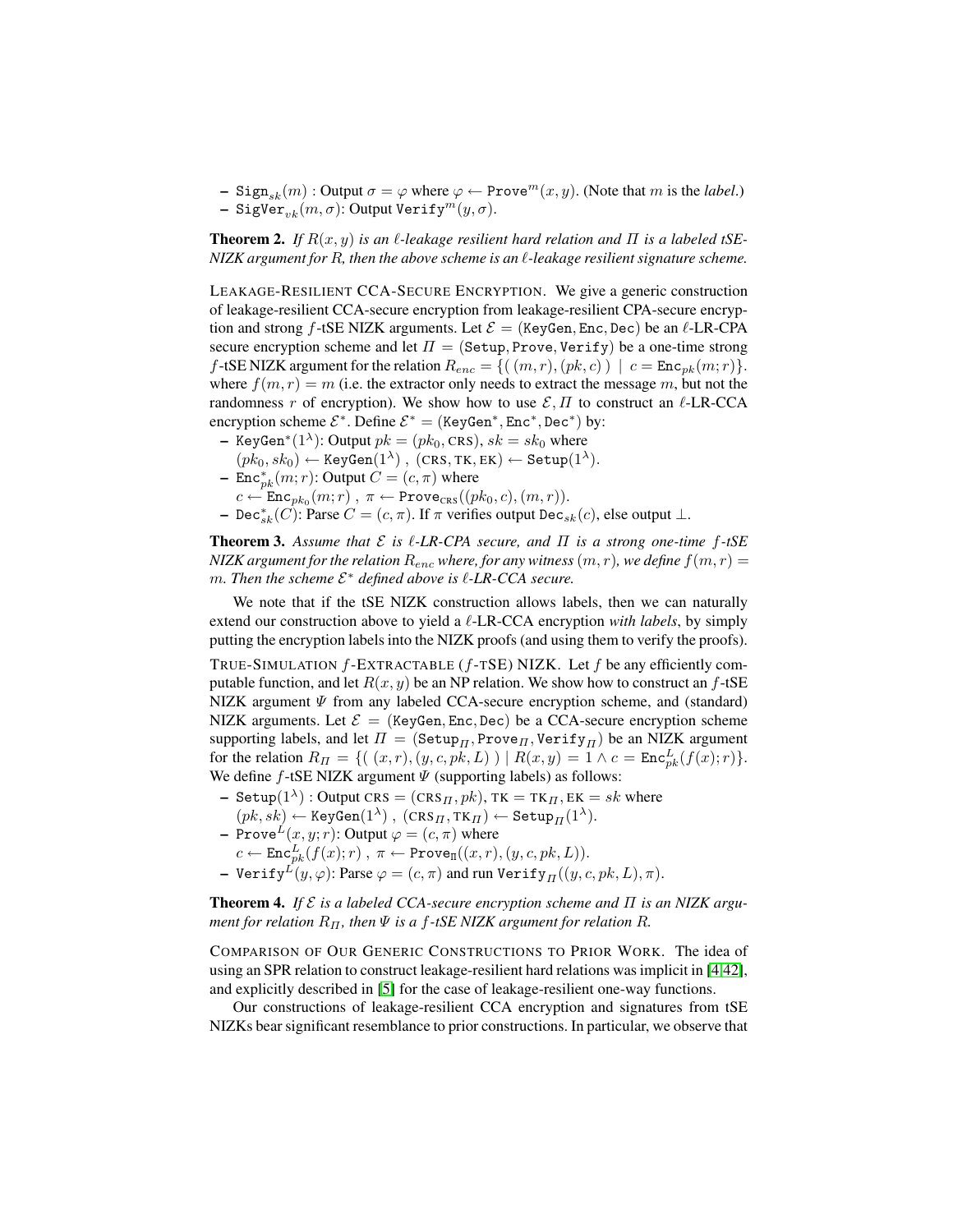- $\mathtt{Sign}_{sk}(m)$ : Output $\sigma = \varphi$ where $\varphi \leftarrow \mathtt{Prove}^m(x, y)$. (Note that $m$ is the *label*.)
- $\mathtt{SigVer}_{vk}(m, \sigma)$: Output $\mathtt{Verify}^m(y, \sigma)$.

**Theorem 2.** *If $R(x, y)$ is an $\ell$-leakage resilient hard relation and $\Pi$ is a labeled tSE-NIZK argument for $R$, then the above scheme is an $\ell$-leakage resilient signature scheme.*

LEAKAGE-RESILIENT CCA-SECURE ENCRYPTION. We give a generic construction of leakage-resilient CCA-secure encryption from leakage-resilient CPA-secure encryption and strong $f$-tSE NIZK arguments. Let $\mathcal{E} = (\mathtt{KeyGen}, \mathtt{Enc}, \mathtt{Dec})$ be an $\ell$-LR-CPA secure encryption scheme and let $\Pi = (\mathtt{Setup}, \mathtt{Prove}, \mathtt{Verify})$ be a one-time strong $f$-tSE NIZK argument for the relation $R_{enc} = \{(\ (m, r), (pk, c)\ )\ \mid\ c = \mathtt{Enc}_{pk}(m; r)\}$. where $f(m, r) = m$ (i.e. the extractor only needs to extract the message $m$, but not the randomness $r$ of encryption). We show how to use $\mathcal{E}, \Pi$ to construct an $\ell$-LR-CCA encryption scheme $\mathcal{E}^*$. Define $\mathcal{E}^* = (\mathtt{KeyGen}^*, \mathtt{Enc}^*, \mathtt{Dec}^*)$ by:

- $\mathtt{KeyGen}^*(1^\lambda)$: Output $pk = (pk_0, \mathrm{CRS})$, $sk = sk_0$ where $(pk_0, sk_0) \leftarrow \mathtt{KeyGen}(1^\lambda)\ ,\ (\mathrm{CRS}, \mathrm{TK}, \mathrm{EK}) \leftarrow \mathtt{Setup}(1^\lambda)$.
- $\mathtt{Enc}^*_{pk}(m; r)$: Output $C = (c, \pi)$ where $c \leftarrow \mathtt{Enc}_{pk_0}(m; r)\ ,\ \pi \leftarrow \mathtt{Prove}_{\mathrm{CRS}}((pk_0, c), (m, r))$.
- $\mathtt{Dec}^*_{sk}(C)$: Parse $C = (c, \pi)$. If $\pi$ verifies output $\mathtt{Dec}_{sk}(c)$, else output $\perp$.

**Theorem 3.** *Assume that $\mathcal{E}$ is $\ell$-LR-CPA secure, and $\Pi$ is a strong one-time $f$-tSE NIZK argument for the relation $R_{enc}$ where, for any witness $(m, r)$, we define $f(m, r) = m$. Then the scheme $\mathcal{E}^*$ defined above is $\ell$-LR-CCA secure.*

We note that if the tSE NIZK construction allows labels, then we can naturally extend our construction above to yield a $\ell$-LR-CCA encryption *with labels*, by simply putting the encryption labels into the NIZK proofs (and using them to verify the proofs).

TRUE-SIMULATION $f$-EXTRACTABLE ($f$-TSE) NIZK. Let $f$ be any efficiently computable function, and let $R(x, y)$ be an NP relation. We show how to construct an $f$-tSE NIZK argument $\Psi$ from any labeled CCA-secure encryption scheme, and (standard) NIZK arguments. Let $\mathcal{E} = (\mathtt{KeyGen}, \mathtt{Enc}, \mathtt{Dec})$ be a CCA-secure encryption scheme supporting labels, and let $\Pi = (\mathtt{Setup}_\Pi, \mathtt{Prove}_\Pi, \mathtt{Verify}_\Pi)$ be an NIZK argument for the relation $R_\Pi = \{(\ (x, r), (y, c, pk, L)\ )\ \mid R(x, y) = 1 \wedge c = \mathtt{Enc}^L_{pk}(f(x); r)\}$. We define $f$-tSE NIZK argument $\Psi$ (supporting labels) as follows:

- $\mathtt{Setup}(1^\lambda)$ : Output $\mathrm{CRS} = (\mathrm{CRS}_\Pi, pk)$, $\mathrm{TK} = \mathrm{TK}_\Pi$, $\mathrm{EK} = sk$ where $(pk, sk) \leftarrow \mathtt{KeyGen}(1^\lambda)\ ,\ (\mathrm{CRS}_\Pi, \mathrm{TK}_\Pi) \leftarrow \mathtt{Setup}_\Pi(1^\lambda)$.
- $\mathtt{Prove}^L(x, y; r)$: Output $\varphi = (c, \pi)$ where $c \leftarrow \mathtt{Enc}^L_{pk}(f(x); r)\ ,\ \pi \leftarrow \mathtt{Prove}_\Pi((x, r), (y, c, pk, L))$.
- $\mathtt{Verify}^L(y, \varphi)$: Parse $\varphi = (c, \pi)$ and run $\mathtt{Verify}_\Pi((y, c, pk, L), \pi)$.

**Theorem 4.** *If $\mathcal{E}$ is a labeled CCA-secure encryption scheme and $\Pi$ is an NIZK argument for relation $R_\Pi$, then $\Psi$ is a $f$-tSE NIZK argument for relation $R$.*

COMPARISON OF OUR GENERIC CONSTRUCTIONS TO PRIOR WORK. The idea of using an SPR relation to construct leakage-resilient hard relations was implicit in [4,42], and explicitly described in [5] for the case of leakage-resilient one-way functions.

Our constructions of leakage-resilient CCA encryption and signatures from tSE NIZKs bear significant resemblance to prior constructions. In particular, we observe that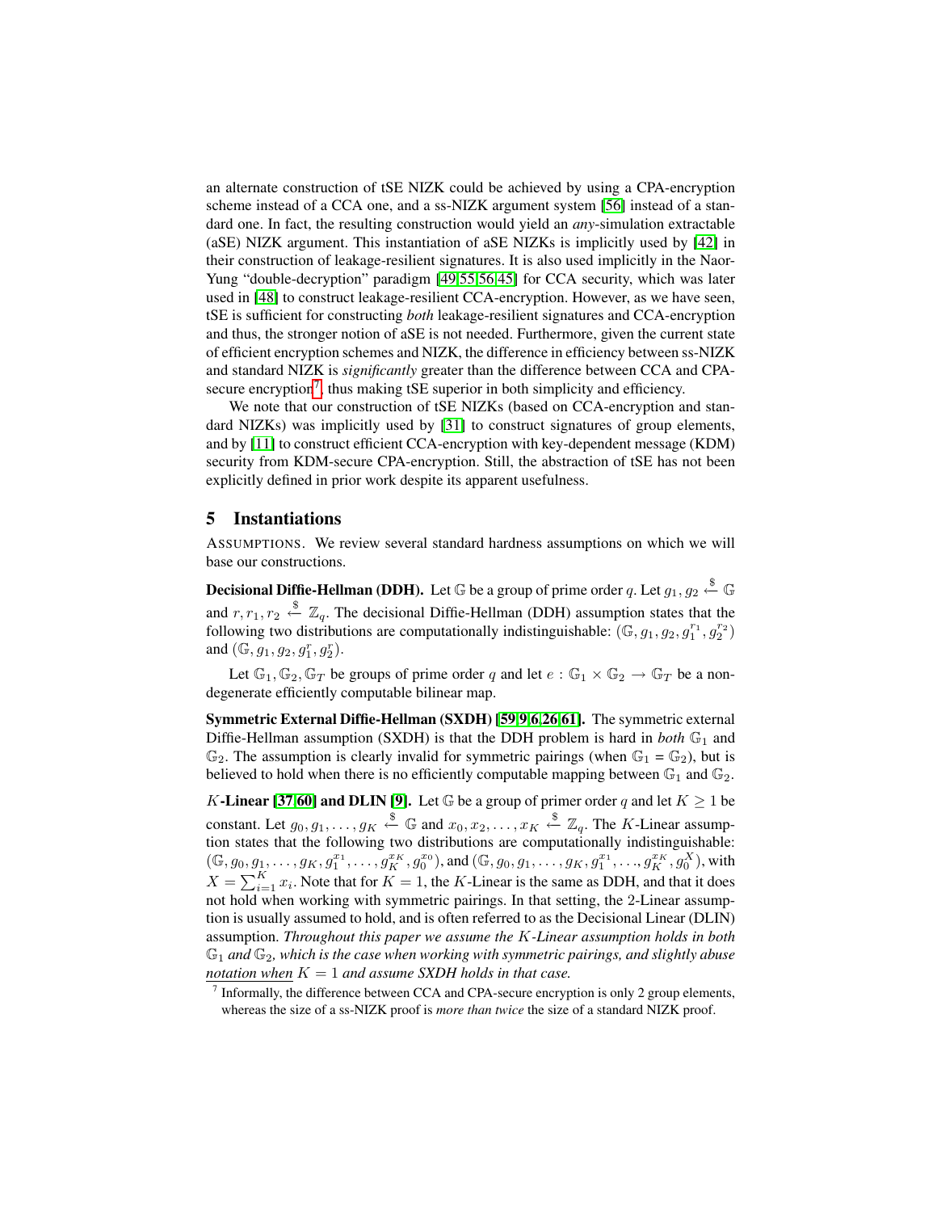an alternate construction of tSE NIZK could be achieved by using a CPA-encryption scheme instead of a CCA one, and a ss-NIZK argument system [56] instead of a standard one. In fact, the resulting construction would yield an *any*-simulation extractable (aSE) NIZK argument. This instantiation of aSE NIZKs is implicitly used by [42] in their construction of leakage-resilient signatures. It is also used implicitly in the Naor-Yung "double-decryption" paradigm [49,55,56,45] for CCA security, which was later used in [48] to construct leakage-resilient CCA-encryption. However, as we have seen, tSE is sufficient for constructing *both* leakage-resilient signatures and CCA-encryption and thus, the stronger notion of aSE is not needed. Furthermore, given the current state of efficient encryption schemes and NIZK, the difference in efficiency between ss-NIZK and standard NIZK is *significantly* greater than the difference between CCA and CPA-secure encryption[7], thus making tSE superior in both simplicity and efficiency.

We note that our construction of tSE NIZKs (based on CCA-encryption and standard NIZKs) was implicitly used by [31] to construct signatures of group elements, and by [11] to construct efficient CCA-encryption with key-dependent message (KDM) security from KDM-secure CPA-encryption. Still, the abstraction of tSE has not been explicitly defined in prior work despite its apparent usefulness.

## 5 Instantiations

ASSUMPTIONS. We review several standard hardness assumptions on which we will base our constructions.

**Decisional Diffie-Hellman (DDH).** Let $\mathbb{G}$ be a group of prime order $q$. Let $g_1, g_2 \xleftarrow{\$} \mathbb{G}$ and $r, r_1, r_2 \xleftarrow{\$} \mathbb{Z}_q$. The decisional Diffie-Hellman (DDH) assumption states that the following two distributions are computationally indistinguishable: $(\mathbb{G}, g_1, g_2, g_1^{r_1}, g_2^{r_2})$ and $(\mathbb{G}, g_1, g_2, g_1^{r}, g_2^{r})$.

Let $\mathbb{G}_1, \mathbb{G}_2, \mathbb{G}_T$ be groups of prime order $q$ and let $e : \mathbb{G}_1 \times \mathbb{G}_2 \to \mathbb{G}_T$ be a non-degenerate efficiently computable bilinear map.

**Symmetric External Diffie-Hellman (SXDH) [59,9,6,26,61].** The symmetric external Diffie-Hellman assumption (SXDH) is that the DDH problem is hard in *both* $\mathbb{G}_1$ and $\mathbb{G}_2$. The assumption is clearly invalid for symmetric pairings (when $\mathbb{G}_1 = \mathbb{G}_2$), but is believed to hold when there is no efficiently computable mapping between $\mathbb{G}_1$ and $\mathbb{G}_2$.

**$K$-Linear [37,60] and DLIN [9].** Let $\mathbb{G}$ be a group of primer order $q$ and let $K \geq 1$ be constant. Let $g_0, g_1, \ldots, g_K \xleftarrow{\$} \mathbb{G}$ and $x_0, x_2, \ldots, x_K \xleftarrow{\$} \mathbb{Z}_q$. The $K$-Linear assumption states that the following two distributions are computationally indistinguishable: $(\mathbb{G}, g_0, g_1, \ldots, g_K, g_1^{x_1}, \ldots, g_K^{x_K}, g_0^{x_0})$, and $(\mathbb{G}, g_0, g_1, \ldots, g_K, g_1^{x_1}, \ldots, g_K^{x_K}, g_0^{X})$, with $X = \sum_{i=1}^{K} x_i$. Note that for $K = 1$, the $K$-Linear is the same as DDH, and that it does not hold when working with symmetric pairings. In that setting, the 2-Linear assumption is usually assumed to hold, and is often referred to as the Decisional Linear (DLIN) assumption. *Throughout this paper we assume the $K$-Linear assumption holds in both $\mathbb{G}_1$ and $\mathbb{G}_2$, which is the case when working with symmetric pairings, and slightly abuse notation when $K = 1$ and assume SXDH holds in that case.*

[7] Informally, the difference between CCA and CPA-secure encryption is only 2 group elements, whereas the size of a ss-NIZK proof is *more than twice* the size of a standard NIZK proof.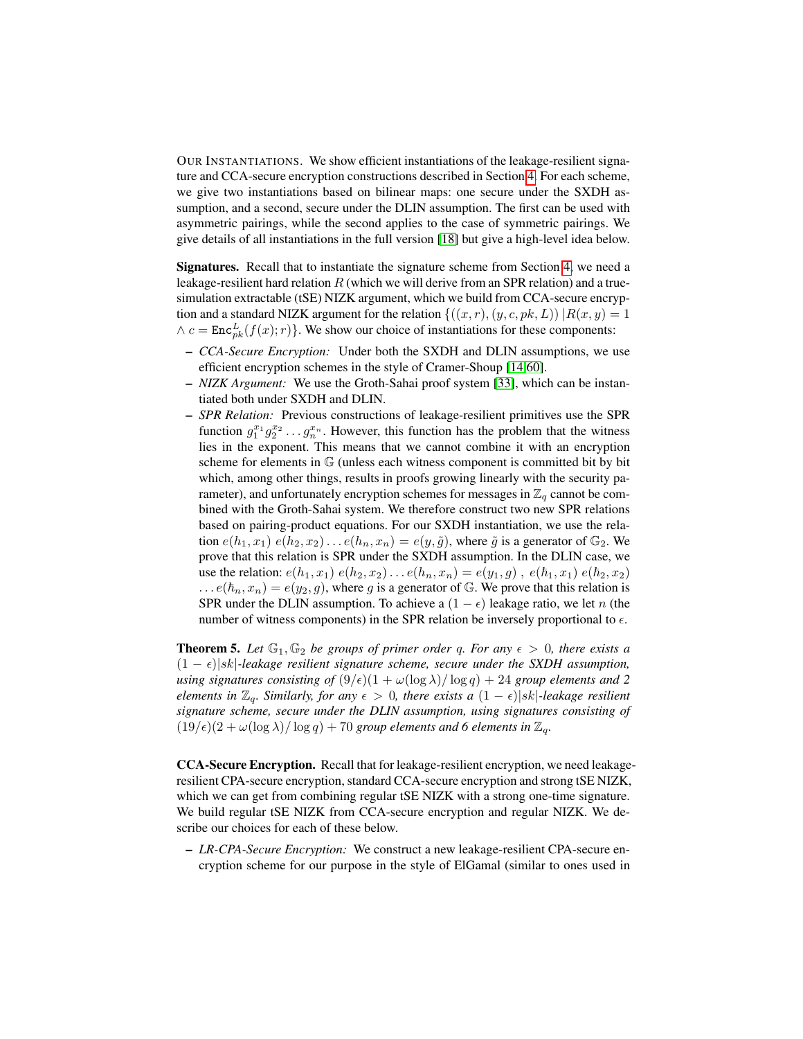OUR INSTANTIATIONS. We show efficient instantiations of the leakage-resilient signature and CCA-secure encryption constructions described in Section 4. For each scheme, we give two instantiations based on bilinear maps: one secure under the SXDH assumption, and a second, secure under the DLIN assumption. The first can be used with asymmetric pairings, while the second applies to the case of symmetric pairings. We give details of all instantiations in the full version [18] but give a high-level idea below.

**Signatures.** Recall that to instantiate the signature scheme from Section 4, we need a leakage-resilient hard relation $R$ (which we will derive from an SPR relation) and a true-simulation extractable (tSE) NIZK argument, which we build from CCA-secure encryption and a standard NIZK argument for the relation $\{((x, r), (y, c, pk, L)) \,|R(x, y) = 1 \wedge c = \mathtt{Enc}^L_{pk}(f(x); r)\}$. We show our choice of instantiations for these components:

- *CCA-Secure Encryption:* Under both the SXDH and DLIN assumptions, we use efficient encryption schemes in the style of Cramer-Shoup [14,60].
- *NIZK Argument:* We use the Groth-Sahai proof system [33], which can be instantiated both under SXDH and DLIN.
- *SPR Relation:* Previous constructions of leakage-resilient primitives use the SPR function $g_1^{x_1} g_2^{x_2} \ldots g_n^{x_n}$. However, this function has the problem that the witness lies in the exponent. This means that we cannot combine it with an encryption scheme for elements in $\mathbb{G}$ (unless each witness component is committed bit by bit which, among other things, results in proofs growing linearly with the security parameter), and unfortunately encryption schemes for messages in $\mathbb{Z}_q$ cannot be combined with the Groth-Sahai system. We therefore construct two new SPR relations based on pairing-product equations. For our SXDH instantiation, we use the relation $e(h_1, x_1)\; e(h_2, x_2) \ldots e(h_n, x_n) = e(y, \tilde{g})$, where $\tilde{g}$ is a generator of $\mathbb{G}_2$. We prove that this relation is SPR under the SXDH assumption. In the DLIN case, we use the relation: $e(h_1, x_1)\; e(h_2, x_2) \ldots e(h_n, x_n) = e(y_1, g)\;,\; e(\hbar_1, x_1)\; e(\hbar_2, x_2) \ldots e(\hbar_n, x_n) = e(y_2, g)$, where $g$ is a generator of $\mathbb{G}$. We prove that this relation is SPR under the DLIN assumption. To achieve a $(1 - \epsilon)$ leakage ratio, we let $n$ (the number of witness components) in the SPR relation be inversely proportional to $\epsilon$.

**Theorem 5.** *Let $\mathbb{G}_1, \mathbb{G}_2$ be groups of primer order $q$. For any $\epsilon > 0$, there exists a $(1 - \epsilon)|sk|$-leakage resilient signature scheme, secure under the SXDH assumption, using signatures consisting of $(9/\epsilon)(1 + \omega(\log \lambda)/\log q) + 24$ group elements and 2 elements in $\mathbb{Z}_q$. Similarly, for any $\epsilon > 0$, there exists a $(1 - \epsilon)|sk|$-leakage resilient signature scheme, secure under the DLIN assumption, using signatures consisting of $(19/\epsilon)(2 + \omega(\log \lambda)/\log q) + 70$ group elements and 6 elements in $\mathbb{Z}_q$.*

**CCA-Secure Encryption.** Recall that for leakage-resilient encryption, we need leakage-resilient CPA-secure encryption, standard CCA-secure encryption and strong tSE NIZK, which we can get from combining regular tSE NIZK with a strong one-time signature. We build regular tSE NIZK from CCA-secure encryption and regular NIZK. We describe our choices for each of these below.

- *LR-CPA-Secure Encryption:* We construct a new leakage-resilient CPA-secure encryption scheme for our purpose in the style of ElGamal (similar to ones used in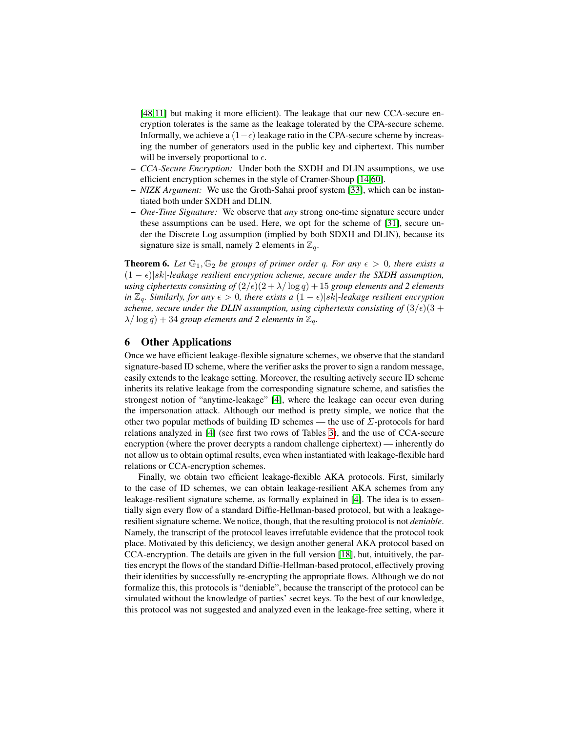[48,11] but making it more efficient). The leakage that our new CCA-secure encryption tolerates is the same as the leakage tolerated by the CPA-secure scheme. Informally, we achieve a $(1-\epsilon)$ leakage ratio in the CPA-secure scheme by increasing the number of generators used in the public key and ciphertext. This number will be inversely proportional to $\epsilon$.

- *CCA-Secure Encryption:* Under both the SXDH and DLIN assumptions, we use efficient encryption schemes in the style of Cramer-Shoup [14,60].
- *NIZK Argument:* We use the Groth-Sahai proof system [33], which can be instantiated both under SXDH and DLIN.
- *One-Time Signature:* We observe that *any* strong one-time signature secure under these assumptions can be used. Here, we opt for the scheme of [31], secure under the Discrete Log assumption (implied by both SDXH and DLIN), because its signature size is small, namely 2 elements in $\mathbb{Z}_q$.

**Theorem 6.** *Let $\mathbb{G}_1, \mathbb{G}_2$ be groups of primer order $q$. For any $\epsilon > 0$, there exists a $(1-\epsilon)|sk|$-leakage resilient encryption scheme, secure under the SXDH assumption, using ciphertexts consisting of $(2/\epsilon)(2 + \lambda/\log q) + 15$ group elements and 2 elements in $\mathbb{Z}_q$. Similarly, for any $\epsilon > 0$, there exists a $(1-\epsilon)|sk|$-leakage resilient encryption scheme, secure under the DLIN assumption, using ciphertexts consisting of $(3/\epsilon)(3 + \lambda/\log q) + 34$ group elements and 2 elements in $\mathbb{Z}_q$.*

# 6 Other Applications

Once we have efficient leakage-flexible signature schemes, we observe that the standard signature-based ID scheme, where the verifier asks the prover to sign a random message, easily extends to the leakage setting. Moreover, the resulting actively secure ID scheme inherits its relative leakage from the corresponding signature scheme, and satisfies the strongest notion of "anytime-leakage" [4], where the leakage can occur even during the impersonation attack. Although our method is pretty simple, we notice that the other two popular methods of building ID schemes — the use of $\Sigma$-protocols for hard relations analyzed in [4] (see first two rows of Tables 3), and the use of CCA-secure encryption (where the prover decrypts a random challenge ciphertext) — inherently do not allow us to obtain optimal results, even when instantiated with leakage-flexible hard relations or CCA-encryption schemes.

Finally, we obtain two efficient leakage-flexible AKA protocols. First, similarly to the case of ID schemes, we can obtain leakage-resilient AKA schemes from any leakage-resilient signature scheme, as formally explained in [4]. The idea is to essentially sign every flow of a standard Diffie-Hellman-based protocol, but with a leakage-resilient signature scheme. We notice, though, that the resulting protocol is not *deniable*. Namely, the transcript of the protocol leaves irrefutable evidence that the protocol took place. Motivated by this deficiency, we design another general AKA protocol based on CCA-encryption. The details are given in the full version [18], but, intuitively, the parties encrypt the flows of the standard Diffie-Hellman-based protocol, effectively proving their identities by successfully re-encrypting the appropriate flows. Although we do not formalize this, this protocols is "deniable", because the transcript of the protocol can be simulated without the knowledge of parties' secret keys. To the best of our knowledge, this protocol was not suggested and analyzed even in the leakage-free setting, where it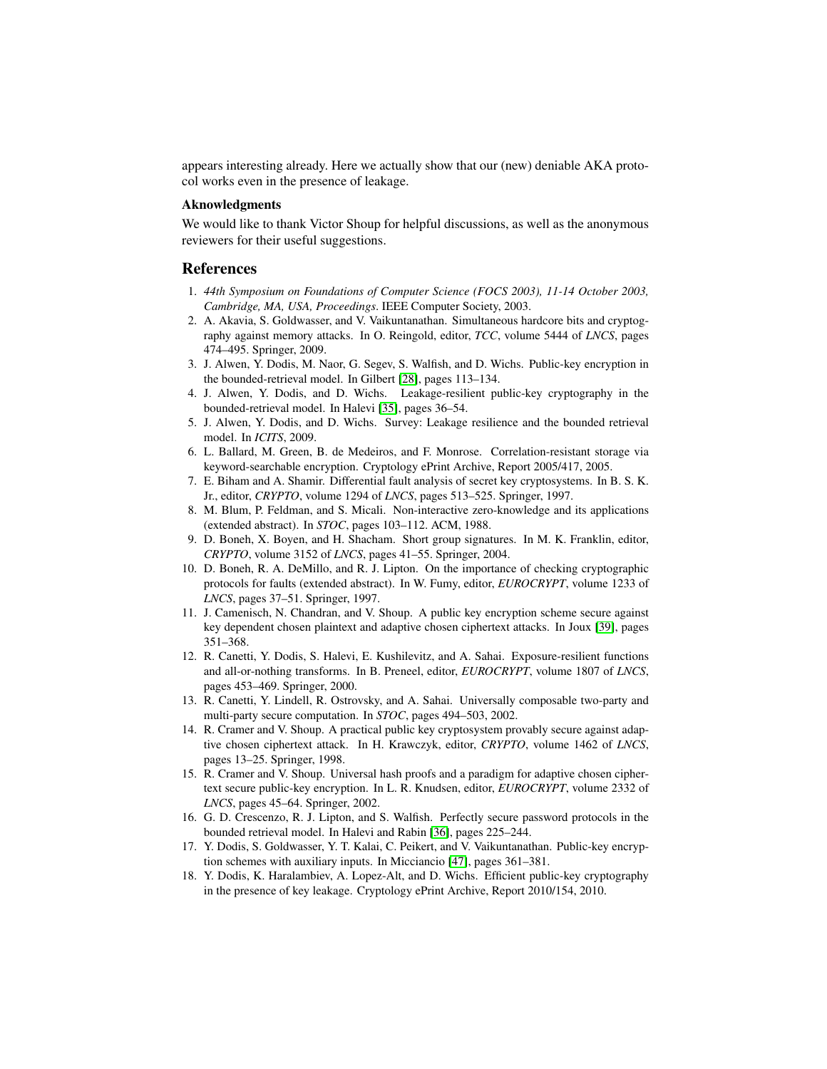appears interesting already. Here we actually show that our (new) deniable AKA protocol works even in the presence of leakage.

**Aknowledgments**

We would like to thank Victor Shoup for helpful discussions, as well as the anonymous reviewers for their useful suggestions.

## References

1. *44th Symposium on Foundations of Computer Science (FOCS 2003), 11-14 October 2003, Cambridge, MA, USA, Proceedings*. IEEE Computer Society, 2003.
2. A. Akavia, S. Goldwasser, and V. Vaikuntanathan. Simultaneous hardcore bits and cryptography against memory attacks. In O. Reingold, editor, *TCC*, volume 5444 of *LNCS*, pages 474–495. Springer, 2009.
3. J. Alwen, Y. Dodis, M. Naor, G. Segev, S. Walfish, and D. Wichs. Public-key encryption in the bounded-retrieval model. In Gilbert [28], pages 113–134.
4. J. Alwen, Y. Dodis, and D. Wichs. Leakage-resilient public-key cryptography in the bounded-retrieval model. In Halevi [35], pages 36–54.
5. J. Alwen, Y. Dodis, and D. Wichs. Survey: Leakage resilience and the bounded retrieval model. In *ICITS*, 2009.
6. L. Ballard, M. Green, B. de Medeiros, and F. Monrose. Correlation-resistant storage via keyword-searchable encryption. Cryptology ePrint Archive, Report 2005/417, 2005.
7. E. Biham and A. Shamir. Differential fault analysis of secret key cryptosystems. In B. S. K. Jr., editor, *CRYPTO*, volume 1294 of *LNCS*, pages 513–525. Springer, 1997.
8. M. Blum, P. Feldman, and S. Micali. Non-interactive zero-knowledge and its applications (extended abstract). In *STOC*, pages 103–112. ACM, 1988.
9. D. Boneh, X. Boyen, and H. Shacham. Short group signatures. In M. K. Franklin, editor, *CRYPTO*, volume 3152 of *LNCS*, pages 41–55. Springer, 2004.
10. D. Boneh, R. A. DeMillo, and R. J. Lipton. On the importance of checking cryptographic protocols for faults (extended abstract). In W. Fumy, editor, *EUROCRYPT*, volume 1233 of *LNCS*, pages 37–51. Springer, 1997.
11. J. Camenisch, N. Chandran, and V. Shoup. A public key encryption scheme secure against key dependent chosen plaintext and adaptive chosen ciphertext attacks. In Joux [39], pages 351–368.
12. R. Canetti, Y. Dodis, S. Halevi, E. Kushilevitz, and A. Sahai. Exposure-resilient functions and all-or-nothing transforms. In B. Preneel, editor, *EUROCRYPT*, volume 1807 of *LNCS*, pages 453–469. Springer, 2000.
13. R. Canetti, Y. Lindell, R. Ostrovsky, and A. Sahai. Universally composable two-party and multi-party secure computation. In *STOC*, pages 494–503, 2002.
14. R. Cramer and V. Shoup. A practical public key cryptosystem provably secure against adaptive chosen ciphertext attack. In H. Krawczyk, editor, *CRYPTO*, volume 1462 of *LNCS*, pages 13–25. Springer, 1998.
15. R. Cramer and V. Shoup. Universal hash proofs and a paradigm for adaptive chosen ciphertext secure public-key encryption. In L. R. Knudsen, editor, *EUROCRYPT*, volume 2332 of *LNCS*, pages 45–64. Springer, 2002.
16. G. D. Crescenzo, R. J. Lipton, and S. Walfish. Perfectly secure password protocols in the bounded retrieval model. In Halevi and Rabin [36], pages 225–244.
17. Y. Dodis, S. Goldwasser, Y. T. Kalai, C. Peikert, and V. Vaikuntanathan. Public-key encryption schemes with auxiliary inputs. In Micciancio [47], pages 361–381.
18. Y. Dodis, K. Haralambiev, A. Lopez-Alt, and D. Wichs. Efficient public-key cryptography in the presence of key leakage. Cryptology ePrint Archive, Report 2010/154, 2010.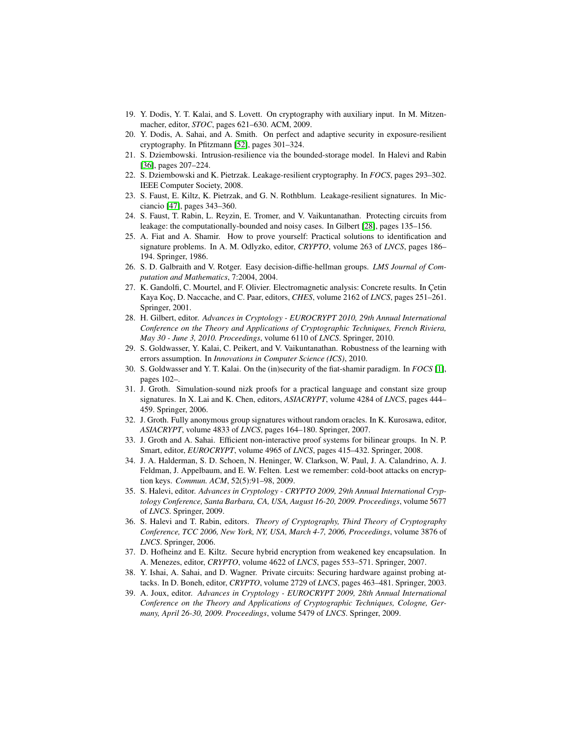19. Y. Dodis, Y. T. Kalai, and S. Lovett. On cryptography with auxiliary input. In M. Mitzenmacher, editor, *STOC*, pages 621–630. ACM, 2009.
20. Y. Dodis, A. Sahai, and A. Smith. On perfect and adaptive security in exposure-resilient cryptography. In Pfitzmann [52], pages 301–324.
21. S. Dziembowski. Intrusion-resilience via the bounded-storage model. In Halevi and Rabin [36], pages 207–224.
22. S. Dziembowski and K. Pietrzak. Leakage-resilient cryptography. In *FOCS*, pages 293–302. IEEE Computer Society, 2008.
23. S. Faust, E. Kiltz, K. Pietrzak, and G. N. Rothblum. Leakage-resilient signatures. In Micciancio [47], pages 343–360.
24. S. Faust, T. Rabin, L. Reyzin, E. Tromer, and V. Vaikuntanathan. Protecting circuits from leakage: the computationally-bounded and noisy cases. In Gilbert [28], pages 135–156.
25. A. Fiat and A. Shamir. How to prove yourself: Practical solutions to identification and signature problems. In A. M. Odlyzko, editor, *CRYPTO*, volume 263 of *LNCS*, pages 186–194. Springer, 1986.
26. S. D. Galbraith and V. Rotger. Easy decision-diffie-hellman groups. *LMS Journal of Computation and Mathematics*, 7:2004, 2004.
27. K. Gandolfi, C. Mourtel, and F. Olivier. Electromagnetic analysis: Concrete results. In Çetin Kaya Koç, D. Naccache, and C. Paar, editors, *CHES*, volume 2162 of *LNCS*, pages 251–261. Springer, 2001.
28. H. Gilbert, editor. *Advances in Cryptology - EUROCRYPT 2010, 29th Annual International Conference on the Theory and Applications of Cryptographic Techniques, French Riviera, May 30 - June 3, 2010. Proceedings*, volume 6110 of *LNCS*. Springer, 2010.
29. S. Goldwasser, Y. Kalai, C. Peikert, and V. Vaikuntanathan. Robustness of the learning with errors assumption. In *Innovations in Computer Science (ICS)*, 2010.
30. S. Goldwasser and Y. T. Kalai. On the (in)security of the fiat-shamir paradigm. In *FOCS* [1], pages 102–.
31. J. Groth. Simulation-sound nizk proofs for a practical language and constant size group signatures. In X. Lai and K. Chen, editors, *ASIACRYPT*, volume 4284 of *LNCS*, pages 444–459. Springer, 2006.
32. J. Groth. Fully anonymous group signatures without random oracles. In K. Kurosawa, editor, *ASIACRYPT*, volume 4833 of *LNCS*, pages 164–180. Springer, 2007.
33. J. Groth and A. Sahai. Efficient non-interactive proof systems for bilinear groups. In N. P. Smart, editor, *EUROCRYPT*, volume 4965 of *LNCS*, pages 415–432. Springer, 2008.
34. J. A. Halderman, S. D. Schoen, N. Heninger, W. Clarkson, W. Paul, J. A. Calandrino, A. J. Feldman, J. Appelbaum, and E. W. Felten. Lest we remember: cold-boot attacks on encryption keys. *Commun. ACM*, 52(5):91–98, 2009.
35. S. Halevi, editor. *Advances in Cryptology - CRYPTO 2009, 29th Annual International Cryptology Conference, Santa Barbara, CA, USA, August 16-20, 2009. Proceedings*, volume 5677 of *LNCS*. Springer, 2009.
36. S. Halevi and T. Rabin, editors. *Theory of Cryptography, Third Theory of Cryptography Conference, TCC 2006, New York, NY, USA, March 4-7, 2006, Proceedings*, volume 3876 of *LNCS*. Springer, 2006.
37. D. Hofheinz and E. Kiltz. Secure hybrid encryption from weakened key encapsulation. In A. Menezes, editor, *CRYPTO*, volume 4622 of *LNCS*, pages 553–571. Springer, 2007.
38. Y. Ishai, A. Sahai, and D. Wagner. Private circuits: Securing hardware against probing attacks. In D. Boneh, editor, *CRYPTO*, volume 2729 of *LNCS*, pages 463–481. Springer, 2003.
39. A. Joux, editor. *Advances in Cryptology - EUROCRYPT 2009, 28th Annual International Conference on the Theory and Applications of Cryptographic Techniques, Cologne, Germany, April 26-30, 2009. Proceedings*, volume 5479 of *LNCS*. Springer, 2009.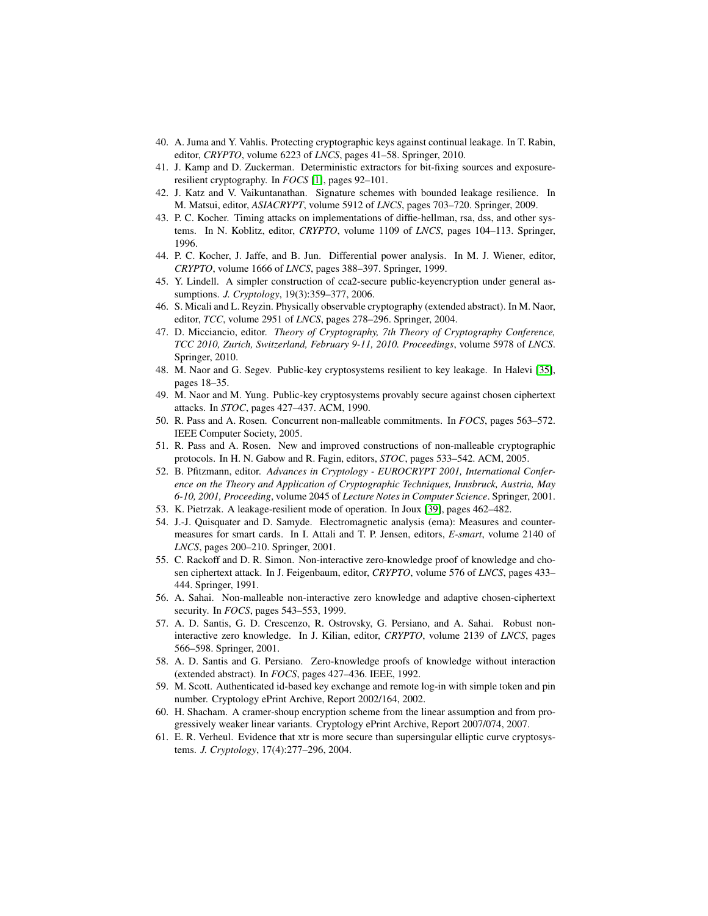40. A. Juma and Y. Vahlis. Protecting cryptographic keys against continual leakage. In T. Rabin, editor, *CRYPTO*, volume 6223 of *LNCS*, pages 41–58. Springer, 2010.
41. J. Kamp and D. Zuckerman. Deterministic extractors for bit-fixing sources and exposure-resilient cryptography. In *FOCS* [1], pages 92–101.
42. J. Katz and V. Vaikuntanathan. Signature schemes with bounded leakage resilience. In M. Matsui, editor, *ASIACRYPT*, volume 5912 of *LNCS*, pages 703–720. Springer, 2009.
43. P. C. Kocher. Timing attacks on implementations of diffie-hellman, rsa, dss, and other systems. In N. Koblitz, editor, *CRYPTO*, volume 1109 of *LNCS*, pages 104–113. Springer, 1996.
44. P. C. Kocher, J. Jaffe, and B. Jun. Differential power analysis. In M. J. Wiener, editor, *CRYPTO*, volume 1666 of *LNCS*, pages 388–397. Springer, 1999.
45. Y. Lindell. A simpler construction of cca2-secure public-keyencryption under general assumptions. *J. Cryptology*, 19(3):359–377, 2006.
46. S. Micali and L. Reyzin. Physically observable cryptography (extended abstract). In M. Naor, editor, *TCC*, volume 2951 of *LNCS*, pages 278–296. Springer, 2004.
47. D. Micciancio, editor. *Theory of Cryptography, 7th Theory of Cryptography Conference, TCC 2010, Zurich, Switzerland, February 9-11, 2010. Proceedings*, volume 5978 of *LNCS*. Springer, 2010.
48. M. Naor and G. Segev. Public-key cryptosystems resilient to key leakage. In Halevi [35], pages 18–35.
49. M. Naor and M. Yung. Public-key cryptosystems provably secure against chosen ciphertext attacks. In *STOC*, pages 427–437. ACM, 1990.
50. R. Pass and A. Rosen. Concurrent non-malleable commitments. In *FOCS*, pages 563–572. IEEE Computer Society, 2005.
51. R. Pass and A. Rosen. New and improved constructions of non-malleable cryptographic protocols. In H. N. Gabow and R. Fagin, editors, *STOC*, pages 533–542. ACM, 2005.
52. B. Pfitzmann, editor. *Advances in Cryptology - EUROCRYPT 2001, International Conference on the Theory and Application of Cryptographic Techniques, Innsbruck, Austria, May 6-10, 2001, Proceeding*, volume 2045 of *Lecture Notes in Computer Science*. Springer, 2001.
53. K. Pietrzak. A leakage-resilient mode of operation. In Joux [39], pages 462–482.
54. J.-J. Quisquater and D. Samyde. Electromagnetic analysis (ema): Measures and countermeasures for smart cards. In I. Attali and T. P. Jensen, editors, *E-smart*, volume 2140 of *LNCS*, pages 200–210. Springer, 2001.
55. C. Rackoff and D. R. Simon. Non-interactive zero-knowledge proof of knowledge and chosen ciphertext attack. In J. Feigenbaum, editor, *CRYPTO*, volume 576 of *LNCS*, pages 433–444. Springer, 1991.
56. A. Sahai. Non-malleable non-interactive zero knowledge and adaptive chosen-ciphertext security. In *FOCS*, pages 543–553, 1999.
57. A. D. Santis, G. D. Crescenzo, R. Ostrovsky, G. Persiano, and A. Sahai. Robust non-interactive zero knowledge. In J. Kilian, editor, *CRYPTO*, volume 2139 of *LNCS*, pages 566–598. Springer, 2001.
58. A. D. Santis and G. Persiano. Zero-knowledge proofs of knowledge without interaction (extended abstract). In *FOCS*, pages 427–436. IEEE, 1992.
59. M. Scott. Authenticated id-based key exchange and remote log-in with simple token and pin number. Cryptology ePrint Archive, Report 2002/164, 2002.
60. H. Shacham. A cramer-shoup encryption scheme from the linear assumption and from progressively weaker linear variants. Cryptology ePrint Archive, Report 2007/074, 2007.
61. E. R. Verheul. Evidence that xtr is more secure than supersingular elliptic curve cryptosystems. *J. Cryptology*, 17(4):277–296, 2004.